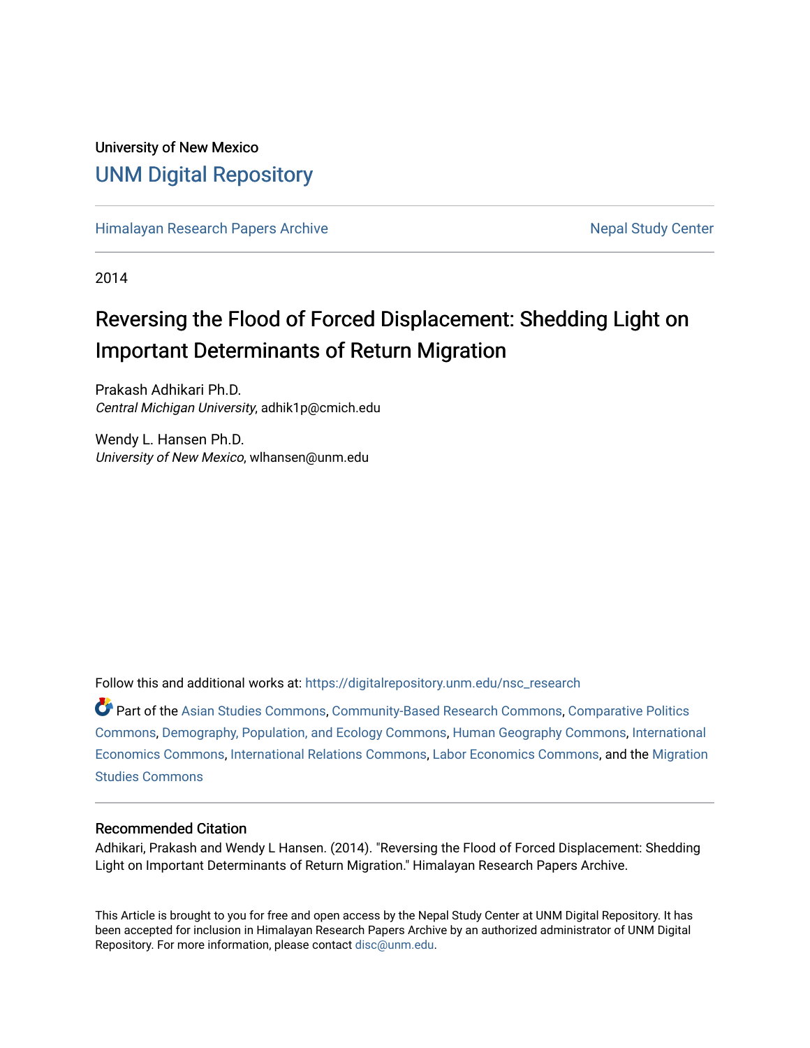University of New Mexico

# UNM Digital Repository

Himalayan Research Papers Archive

Nepal Study Center

2014

# Reversing the Flood of Forced Displacement: Shedding Light on Important Determinants of Return Migration

Prakash Adhikari Ph.D.
*Central Michigan University*, adhik1p@cmich.edu

Wendy L. Hansen Ph.D.
*University of New Mexico*, wlhansen@unm.edu

Follow this and additional works at: https://digitalrepository.unm.edu/nsc_research

Part of the Asian Studies Commons, Community-Based Research Commons, Comparative Politics Commons, Demography, Population, and Ecology Commons, Human Geography Commons, International Economics Commons, International Relations Commons, Labor Economics Commons, and the Migration Studies Commons

## Recommended Citation

Adhikari, Prakash and Wendy L Hansen. (2014). "Reversing the Flood of Forced Displacement: Shedding Light on Important Determinants of Return Migration." Himalayan Research Papers Archive.

This Article is brought to you for free and open access by the Nepal Study Center at UNM Digital Repository. It has been accepted for inclusion in Himalayan Research Papers Archive by an authorized administrator of UNM Digital Repository. For more information, please contact disc@unm.edu.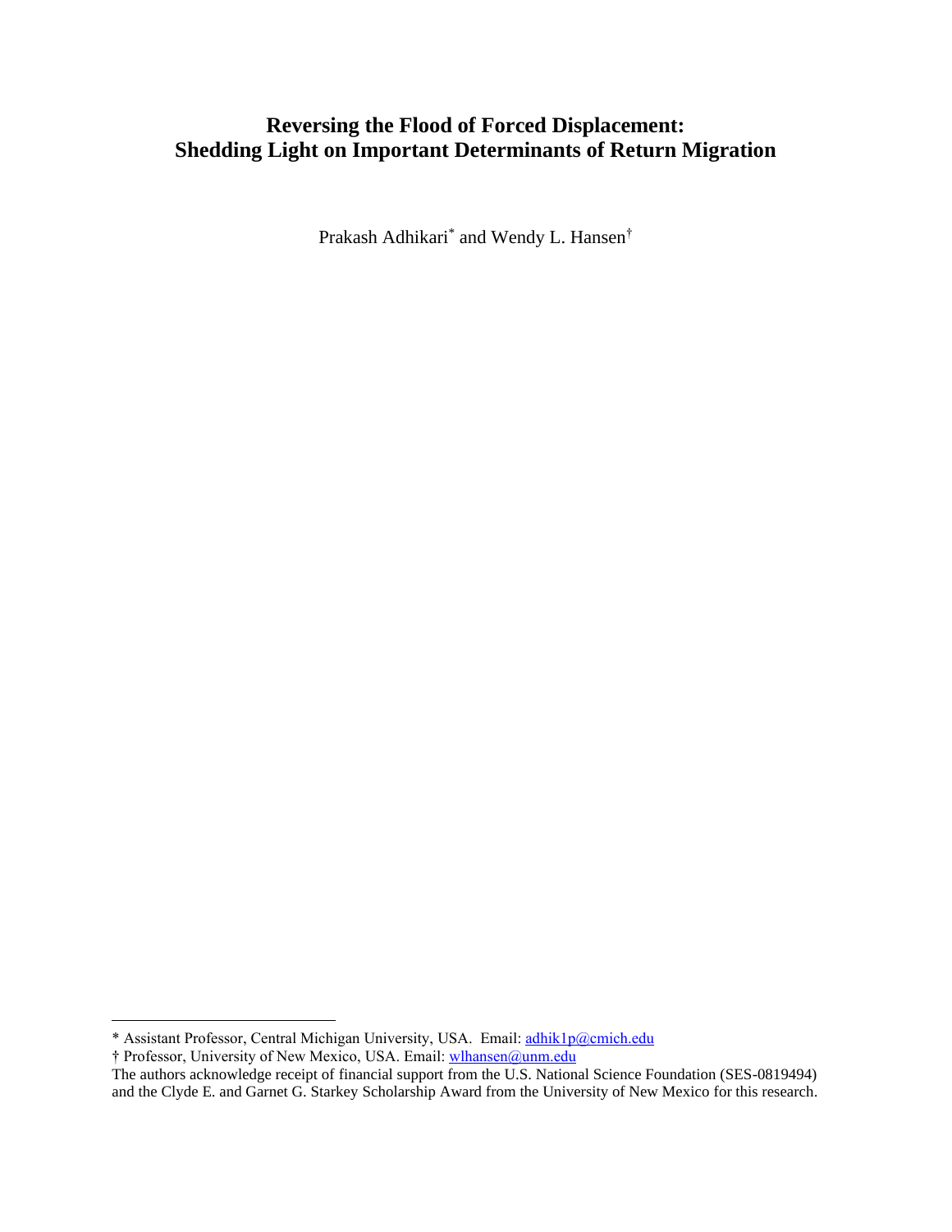# Reversing the Flood of Forced Displacement: Shedding Light on Important Determinants of Return Migration

Prakash Adhikari* and Wendy L. Hansen†

---

* Assistant Professor, Central Michigan University, USA. Email: adhik1p@cmich.edu

† Professor, University of New Mexico, USA. Email: wlhansen@unm.edu

The authors acknowledge receipt of financial support from the U.S. National Science Foundation (SES-0819494) and the Clyde E. and Garnet G. Starkey Scholarship Award from the University of New Mexico for this research.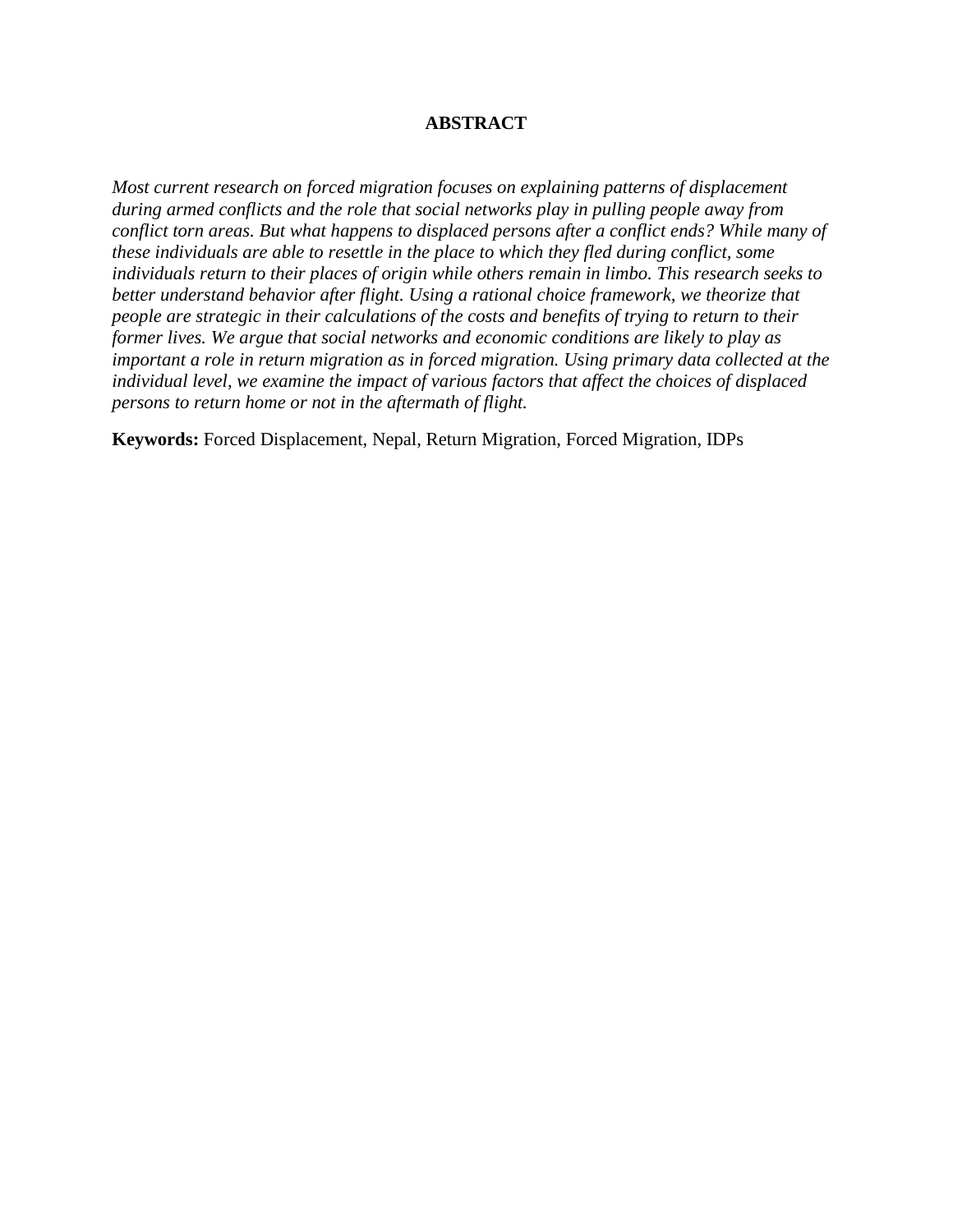# ABSTRACT

*Most current research on forced migration focuses on explaining patterns of displacement during armed conflicts and the role that social networks play in pulling people away from conflict torn areas. But what happens to displaced persons after a conflict ends? While many of these individuals are able to resettle in the place to which they fled during conflict, some individuals return to their places of origin while others remain in limbo. This research seeks to better understand behavior after flight. Using a rational choice framework, we theorize that people are strategic in their calculations of the costs and benefits of trying to return to their former lives. We argue that social networks and economic conditions are likely to play as important a role in return migration as in forced migration. Using primary data collected at the individual level, we examine the impact of various factors that affect the choices of displaced persons to return home or not in the aftermath of flight.*

**Keywords:** Forced Displacement, Nepal, Return Migration, Forced Migration, IDPs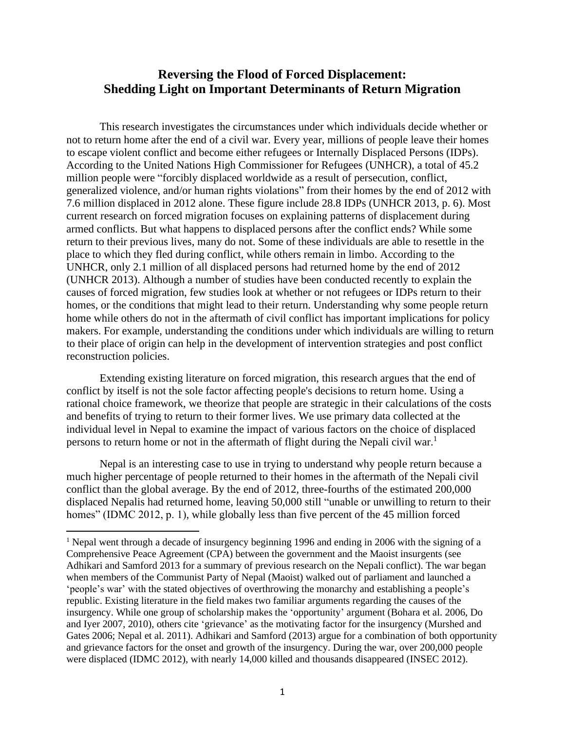# Reversing the Flood of Forced Displacement: Shedding Light on Important Determinants of Return Migration

This research investigates the circumstances under which individuals decide whether or not to return home after the end of a civil war. Every year, millions of people leave their homes to escape violent conflict and become either refugees or Internally Displaced Persons (IDPs). According to the United Nations High Commissioner for Refugees (UNHCR), a total of 45.2 million people were "forcibly displaced worldwide as a result of persecution, conflict, generalized violence, and/or human rights violations" from their homes by the end of 2012 with 7.6 million displaced in 2012 alone. These figure include 28.8 IDPs (UNHCR 2013, p. 6). Most current research on forced migration focuses on explaining patterns of displacement during armed conflicts. But what happens to displaced persons after the conflict ends? While some return to their previous lives, many do not. Some of these individuals are able to resettle in the place to which they fled during conflict, while others remain in limbo. According to the UNHCR, only 2.1 million of all displaced persons had returned home by the end of 2012 (UNHCR 2013). Although a number of studies have been conducted recently to explain the causes of forced migration, few studies look at whether or not refugees or IDPs return to their homes, or the conditions that might lead to their return. Understanding why some people return home while others do not in the aftermath of civil conflict has important implications for policy makers. For example, understanding the conditions under which individuals are willing to return to their place of origin can help in the development of intervention strategies and post conflict reconstruction policies.

Extending existing literature on forced migration, this research argues that the end of conflict by itself is not the sole factor affecting people's decisions to return home. Using a rational choice framework, we theorize that people are strategic in their calculations of the costs and benefits of trying to return to their former lives. We use primary data collected at the individual level in Nepal to examine the impact of various factors on the choice of displaced persons to return home or not in the aftermath of flight during the Nepali civil war.[1]

Nepal is an interesting case to use in trying to understand why people return because a much higher percentage of people returned to their homes in the aftermath of the Nepali civil conflict than the global average. By the end of 2012, three-fourths of the estimated 200,000 displaced Nepalis had returned home, leaving 50,000 still "unable or unwilling to return to their homes" (IDMC 2012, p. 1), while globally less than five percent of the 45 million forced

[1] Nepal went through a decade of insurgency beginning 1996 and ending in 2006 with the signing of a Comprehensive Peace Agreement (CPA) between the government and the Maoist insurgents (see Adhikari and Samford 2013 for a summary of previous research on the Nepali conflict). The war began when members of the Communist Party of Nepal (Maoist) walked out of parliament and launched a 'people's war' with the stated objectives of overthrowing the monarchy and establishing a people's republic. Existing literature in the field makes two familiar arguments regarding the causes of the insurgency. While one group of scholarship makes the 'opportunity' argument (Bohara et al. 2006, Do and Iyer 2007, 2010), others cite 'grievance' as the motivating factor for the insurgency (Murshed and Gates 2006; Nepal et al. 2011). Adhikari and Samford (2013) argue for a combination of both opportunity and grievance factors for the onset and growth of the insurgency. During the war, over 200,000 people were displaced (IDMC 2012), with nearly 14,000 killed and thousands disappeared (INSEC 2012).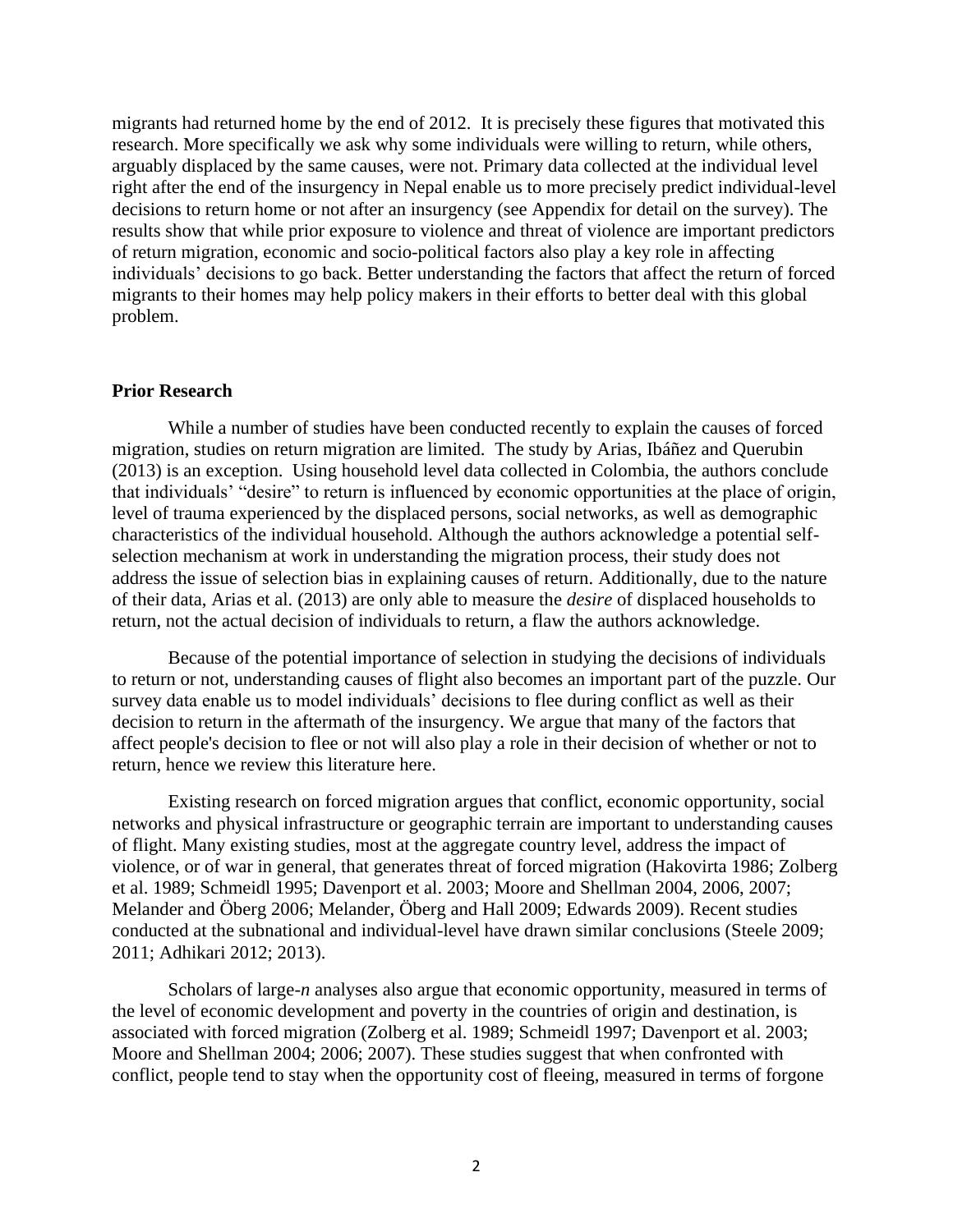migrants had returned home by the end of 2012. It is precisely these figures that motivated this research. More specifically we ask why some individuals were willing to return, while others, arguably displaced by the same causes, were not. Primary data collected at the individual level right after the end of the insurgency in Nepal enable us to more precisely predict individual-level decisions to return home or not after an insurgency (see Appendix for detail on the survey). The results show that while prior exposure to violence and threat of violence are important predictors of return migration, economic and socio-political factors also play a key role in affecting individuals' decisions to go back. Better understanding the factors that affect the return of forced migrants to their homes may help policy makers in their efforts to better deal with this global problem.

**Prior Research**

While a number of studies have been conducted recently to explain the causes of forced migration, studies on return migration are limited. The study by Arias, Ibáñez and Querubin (2013) is an exception. Using household level data collected in Colombia, the authors conclude that individuals' "desire" to return is influenced by economic opportunities at the place of origin, level of trauma experienced by the displaced persons, social networks, as well as demographic characteristics of the individual household. Although the authors acknowledge a potential self-selection mechanism at work in understanding the migration process, their study does not address the issue of selection bias in explaining causes of return. Additionally, due to the nature of their data, Arias et al. (2013) are only able to measure the *desire* of displaced households to return, not the actual decision of individuals to return, a flaw the authors acknowledge.

Because of the potential importance of selection in studying the decisions of individuals to return or not, understanding causes of flight also becomes an important part of the puzzle. Our survey data enable us to model individuals' decisions to flee during conflict as well as their decision to return in the aftermath of the insurgency. We argue that many of the factors that affect people's decision to flee or not will also play a role in their decision of whether or not to return, hence we review this literature here.

Existing research on forced migration argues that conflict, economic opportunity, social networks and physical infrastructure or geographic terrain are important to understanding causes of flight. Many existing studies, most at the aggregate country level, address the impact of violence, or of war in general, that generates threat of forced migration (Hakovirta 1986; Zolberg et al. 1989; Schmeidl 1995; Davenport et al. 2003; Moore and Shellman 2004, 2006, 2007; Melander and Öberg 2006; Melander, Öberg and Hall 2009; Edwards 2009). Recent studies conducted at the subnational and individual-level have drawn similar conclusions (Steele 2009; 2011; Adhikari 2012; 2013).

Scholars of large-*n* analyses also argue that economic opportunity, measured in terms of the level of economic development and poverty in the countries of origin and destination, is associated with forced migration (Zolberg et al. 1989; Schmeidl 1997; Davenport et al. 2003; Moore and Shellman 2004; 2006; 2007). These studies suggest that when confronted with conflict, people tend to stay when the opportunity cost of fleeing, measured in terms of forgone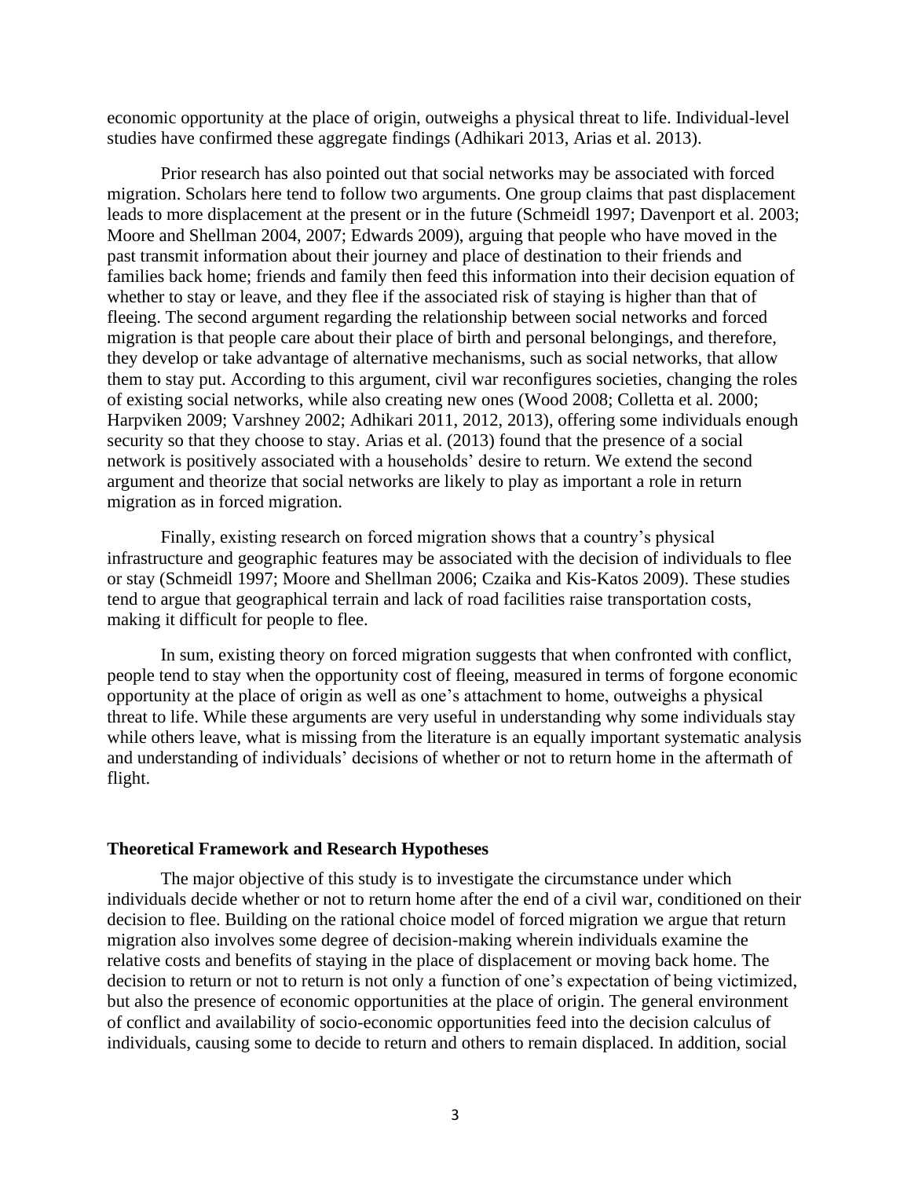economic opportunity at the place of origin, outweighs a physical threat to life. Individual-level studies have confirmed these aggregate findings (Adhikari 2013, Arias et al. 2013).

Prior research has also pointed out that social networks may be associated with forced migration. Scholars here tend to follow two arguments. One group claims that past displacement leads to more displacement at the present or in the future (Schmeidl 1997; Davenport et al. 2003; Moore and Shellman 2004, 2007; Edwards 2009), arguing that people who have moved in the past transmit information about their journey and place of destination to their friends and families back home; friends and family then feed this information into their decision equation of whether to stay or leave, and they flee if the associated risk of staying is higher than that of fleeing. The second argument regarding the relationship between social networks and forced migration is that people care about their place of birth and personal belongings, and therefore, they develop or take advantage of alternative mechanisms, such as social networks, that allow them to stay put. According to this argument, civil war reconfigures societies, changing the roles of existing social networks, while also creating new ones (Wood 2008; Colletta et al. 2000; Harpviken 2009; Varshney 2002; Adhikari 2011, 2012, 2013), offering some individuals enough security so that they choose to stay. Arias et al. (2013) found that the presence of a social network is positively associated with a households' desire to return. We extend the second argument and theorize that social networks are likely to play as important a role in return migration as in forced migration.

Finally, existing research on forced migration shows that a country's physical infrastructure and geographic features may be associated with the decision of individuals to flee or stay (Schmeidl 1997; Moore and Shellman 2006; Czaika and Kis-Katos 2009). These studies tend to argue that geographical terrain and lack of road facilities raise transportation costs, making it difficult for people to flee.

In sum, existing theory on forced migration suggests that when confronted with conflict, people tend to stay when the opportunity cost of fleeing, measured in terms of forgone economic opportunity at the place of origin as well as one's attachment to home, outweighs a physical threat to life. While these arguments are very useful in understanding why some individuals stay while others leave, what is missing from the literature is an equally important systematic analysis and understanding of individuals' decisions of whether or not to return home in the aftermath of flight.

## Theoretical Framework and Research Hypotheses

The major objective of this study is to investigate the circumstance under which individuals decide whether or not to return home after the end of a civil war, conditioned on their decision to flee. Building on the rational choice model of forced migration we argue that return migration also involves some degree of decision-making wherein individuals examine the relative costs and benefits of staying in the place of displacement or moving back home. The decision to return or not to return is not only a function of one's expectation of being victimized, but also the presence of economic opportunities at the place of origin. The general environment of conflict and availability of socio-economic opportunities feed into the decision calculus of individuals, causing some to decide to return and others to remain displaced. In addition, social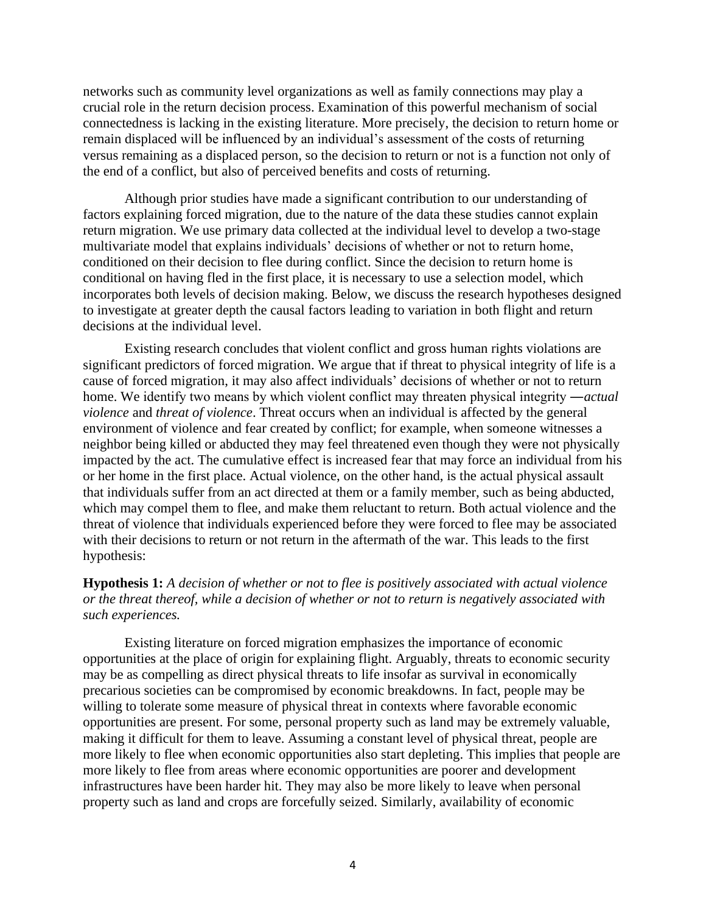networks such as community level organizations as well as family connections may play a crucial role in the return decision process. Examination of this powerful mechanism of social connectedness is lacking in the existing literature. More precisely, the decision to return home or remain displaced will be influenced by an individual's assessment of the costs of returning versus remaining as a displaced person, so the decision to return or not is a function not only of the end of a conflict, but also of perceived benefits and costs of returning.

Although prior studies have made a significant contribution to our understanding of factors explaining forced migration, due to the nature of the data these studies cannot explain return migration. We use primary data collected at the individual level to develop a two-stage multivariate model that explains individuals' decisions of whether or not to return home, conditioned on their decision to flee during conflict. Since the decision to return home is conditional on having fled in the first place, it is necessary to use a selection model, which incorporates both levels of decision making. Below, we discuss the research hypotheses designed to investigate at greater depth the causal factors leading to variation in both flight and return decisions at the individual level.

Existing research concludes that violent conflict and gross human rights violations are significant predictors of forced migration. We argue that if threat to physical integrity of life is a cause of forced migration, it may also affect individuals' decisions of whether or not to return home. We identify two means by which violent conflict may threaten physical integrity —*actual violence* and *threat of violence*. Threat occurs when an individual is affected by the general environment of violence and fear created by conflict; for example, when someone witnesses a neighbor being killed or abducted they may feel threatened even though they were not physically impacted by the act. The cumulative effect is increased fear that may force an individual from his or her home in the first place. Actual violence, on the other hand, is the actual physical assault that individuals suffer from an act directed at them or a family member, such as being abducted, which may compel them to flee, and make them reluctant to return. Both actual violence and the threat of violence that individuals experienced before they were forced to flee may be associated with their decisions to return or not return in the aftermath of the war. This leads to the first hypothesis:

**Hypothesis 1:** *A decision of whether or not to flee is positively associated with actual violence or the threat thereof, while a decision of whether or not to return is negatively associated with such experiences.*

Existing literature on forced migration emphasizes the importance of economic opportunities at the place of origin for explaining flight. Arguably, threats to economic security may be as compelling as direct physical threats to life insofar as survival in economically precarious societies can be compromised by economic breakdowns. In fact, people may be willing to tolerate some measure of physical threat in contexts where favorable economic opportunities are present. For some, personal property such as land may be extremely valuable, making it difficult for them to leave. Assuming a constant level of physical threat, people are more likely to flee when economic opportunities also start depleting. This implies that people are more likely to flee from areas where economic opportunities are poorer and development infrastructures have been harder hit. They may also be more likely to leave when personal property such as land and crops are forcefully seized. Similarly, availability of economic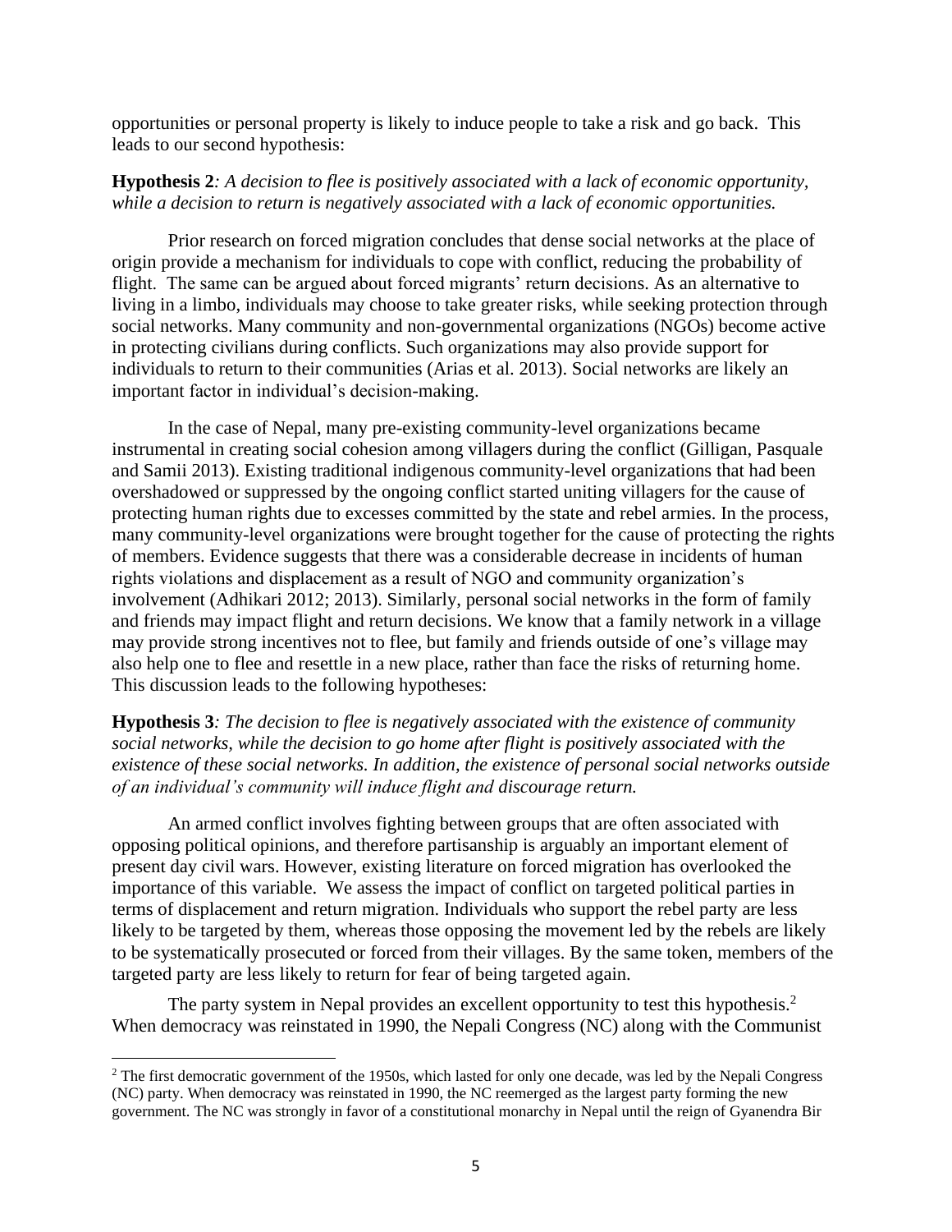opportunities or personal property is likely to induce people to take a risk and go back. This leads to our second hypothesis:

**Hypothesis 2***: A decision to flee is positively associated with a lack of economic opportunity, while a decision to return is negatively associated with a lack of economic opportunities.*

Prior research on forced migration concludes that dense social networks at the place of origin provide a mechanism for individuals to cope with conflict, reducing the probability of flight. The same can be argued about forced migrants' return decisions. As an alternative to living in a limbo, individuals may choose to take greater risks, while seeking protection through social networks. Many community and non-governmental organizations (NGOs) become active in protecting civilians during conflicts. Such organizations may also provide support for individuals to return to their communities (Arias et al. 2013). Social networks are likely an important factor in individual's decision-making.

In the case of Nepal, many pre-existing community-level organizations became instrumental in creating social cohesion among villagers during the conflict (Gilligan, Pasquale and Samii 2013). Existing traditional indigenous community-level organizations that had been overshadowed or suppressed by the ongoing conflict started uniting villagers for the cause of protecting human rights due to excesses committed by the state and rebel armies. In the process, many community-level organizations were brought together for the cause of protecting the rights of members. Evidence suggests that there was a considerable decrease in incidents of human rights violations and displacement as a result of NGO and community organization's involvement (Adhikari 2012; 2013). Similarly, personal social networks in the form of family and friends may impact flight and return decisions. We know that a family network in a village may provide strong incentives not to flee, but family and friends outside of one's village may also help one to flee and resettle in a new place, rather than face the risks of returning home. This discussion leads to the following hypotheses:

**Hypothesis 3***: The decision to flee is negatively associated with the existence of community social networks, while the decision to go home after flight is positively associated with the existence of these social networks. In addition, the existence of personal social networks outside of an individual's community will induce flight and discourage return.*

An armed conflict involves fighting between groups that are often associated with opposing political opinions, and therefore partisanship is arguably an important element of present day civil wars. However, existing literature on forced migration has overlooked the importance of this variable. We assess the impact of conflict on targeted political parties in terms of displacement and return migration. Individuals who support the rebel party are less likely to be targeted by them, whereas those opposing the movement led by the rebels are likely to be systematically prosecuted or forced from their villages. By the same token, members of the targeted party are less likely to return for fear of being targeted again.

The party system in Nepal provides an excellent opportunity to test this hypothesis.[2] When democracy was reinstated in 1990, the Nepali Congress (NC) along with the Communist

[2] The first democratic government of the 1950s, which lasted for only one decade, was led by the Nepali Congress (NC) party. When democracy was reinstated in 1990, the NC reemerged as the largest party forming the new government. The NC was strongly in favor of a constitutional monarchy in Nepal until the reign of Gyanendra Bir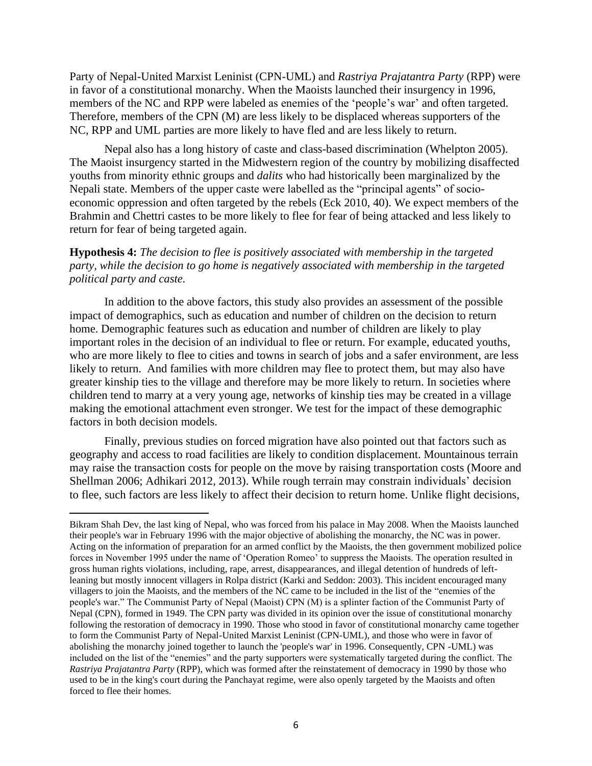Party of Nepal-United Marxist Leninist (CPN-UML) and *Rastriya Prajatantra Party* (RPP) were in favor of a constitutional monarchy. When the Maoists launched their insurgency in 1996, members of the NC and RPP were labeled as enemies of the 'people's war' and often targeted. Therefore, members of the CPN (M) are less likely to be displaced whereas supporters of the NC, RPP and UML parties are more likely to have fled and are less likely to return.

Nepal also has a long history of caste and class-based discrimination (Whelpton 2005). The Maoist insurgency started in the Midwestern region of the country by mobilizing disaffected youths from minority ethnic groups and *dalits* who had historically been marginalized by the Nepali state. Members of the upper caste were labelled as the "principal agents" of socio-economic oppression and often targeted by the rebels (Eck 2010, 40). We expect members of the Brahmin and Chettri castes to be more likely to flee for fear of being attacked and less likely to return for fear of being targeted again.

**Hypothesis 4:** *The decision to flee is positively associated with membership in the targeted party, while the decision to go home is negatively associated with membership in the targeted political party and caste.*

In addition to the above factors, this study also provides an assessment of the possible impact of demographics, such as education and number of children on the decision to return home. Demographic features such as education and number of children are likely to play important roles in the decision of an individual to flee or return. For example, educated youths, who are more likely to flee to cities and towns in search of jobs and a safer environment, are less likely to return. And families with more children may flee to protect them, but may also have greater kinship ties to the village and therefore may be more likely to return. In societies where children tend to marry at a very young age, networks of kinship ties may be created in a village making the emotional attachment even stronger. We test for the impact of these demographic factors in both decision models.

Finally, previous studies on forced migration have also pointed out that factors such as geography and access to road facilities are likely to condition displacement. Mountainous terrain may raise the transaction costs for people on the move by raising transportation costs (Moore and Shellman 2006; Adhikari 2012, 2013). While rough terrain may constrain individuals' decision to flee, such factors are less likely to affect their decision to return home. Unlike flight decisions,

---

Bikram Shah Dev, the last king of Nepal, who was forced from his palace in May 2008. When the Maoists launched their people's war in February 1996 with the major objective of abolishing the monarchy, the NC was in power. Acting on the information of preparation for an armed conflict by the Maoists, the then government mobilized police forces in November 1995 under the name of 'Operation Romeo' to suppress the Maoists. The operation resulted in gross human rights violations, including, rape, arrest, disappearances, and illegal detention of hundreds of left-leaning but mostly innocent villagers in Rolpa district (Karki and Seddon: 2003). This incident encouraged many villagers to join the Maoists, and the members of the NC came to be included in the list of the "enemies of the people's war." The Communist Party of Nepal (Maoist) CPN (M) is a splinter faction of the Communist Party of Nepal (CPN), formed in 1949. The CPN party was divided in its opinion over the issue of constitutional monarchy following the restoration of democracy in 1990. Those who stood in favor of constitutional monarchy came together to form the Communist Party of Nepal-United Marxist Leninist (CPN-UML), and those who were in favor of abolishing the monarchy joined together to launch the 'people's war' in 1996. Consequently, CPN -UML) was included on the list of the "enemies" and the party supporters were systematically targeted during the conflict. The *Rastriya Prajatantra Party* (RPP), which was formed after the reinstatement of democracy in 1990 by those who used to be in the king's court during the Panchayat regime, were also openly targeted by the Maoists and often forced to flee their homes.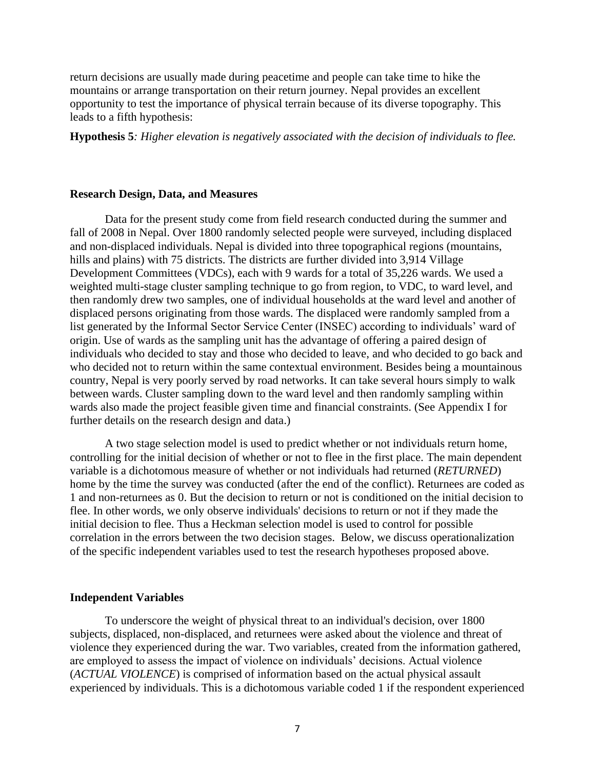return decisions are usually made during peacetime and people can take time to hike the mountains or arrange transportation on their return journey. Nepal provides an excellent opportunity to test the importance of physical terrain because of its diverse topography. This leads to a fifth hypothesis:

**Hypothesis 5***: Higher elevation is negatively associated with the decision of individuals to flee.*

### Research Design, Data, and Measures

Data for the present study come from field research conducted during the summer and fall of 2008 in Nepal. Over 1800 randomly selected people were surveyed, including displaced and non-displaced individuals. Nepal is divided into three topographical regions (mountains, hills and plains) with 75 districts. The districts are further divided into 3,914 Village Development Committees (VDCs), each with 9 wards for a total of 35,226 wards. We used a weighted multi-stage cluster sampling technique to go from region, to VDC, to ward level, and then randomly drew two samples, one of individual households at the ward level and another of displaced persons originating from those wards. The displaced were randomly sampled from a list generated by the Informal Sector Service Center (INSEC) according to individuals' ward of origin. Use of wards as the sampling unit has the advantage of offering a paired design of individuals who decided to stay and those who decided to leave, and who decided to go back and who decided not to return within the same contextual environment. Besides being a mountainous country, Nepal is very poorly served by road networks. It can take several hours simply to walk between wards. Cluster sampling down to the ward level and then randomly sampling within wards also made the project feasible given time and financial constraints. (See Appendix I for further details on the research design and data.)

A two stage selection model is used to predict whether or not individuals return home, controlling for the initial decision of whether or not to flee in the first place. The main dependent variable is a dichotomous measure of whether or not individuals had returned (*RETURNED*) home by the time the survey was conducted (after the end of the conflict). Returnees are coded as 1 and non-returnees as 0. But the decision to return or not is conditioned on the initial decision to flee. In other words, we only observe individuals' decisions to return or not if they made the initial decision to flee. Thus a Heckman selection model is used to control for possible correlation in the errors between the two decision stages. Below, we discuss operationalization of the specific independent variables used to test the research hypotheses proposed above.

### Independent Variables

To underscore the weight of physical threat to an individual's decision, over 1800 subjects, displaced, non-displaced, and returnees were asked about the violence and threat of violence they experienced during the war. Two variables, created from the information gathered, are employed to assess the impact of violence on individuals' decisions. Actual violence (*ACTUAL VIOLENCE*) is comprised of information based on the actual physical assault experienced by individuals. This is a dichotomous variable coded 1 if the respondent experienced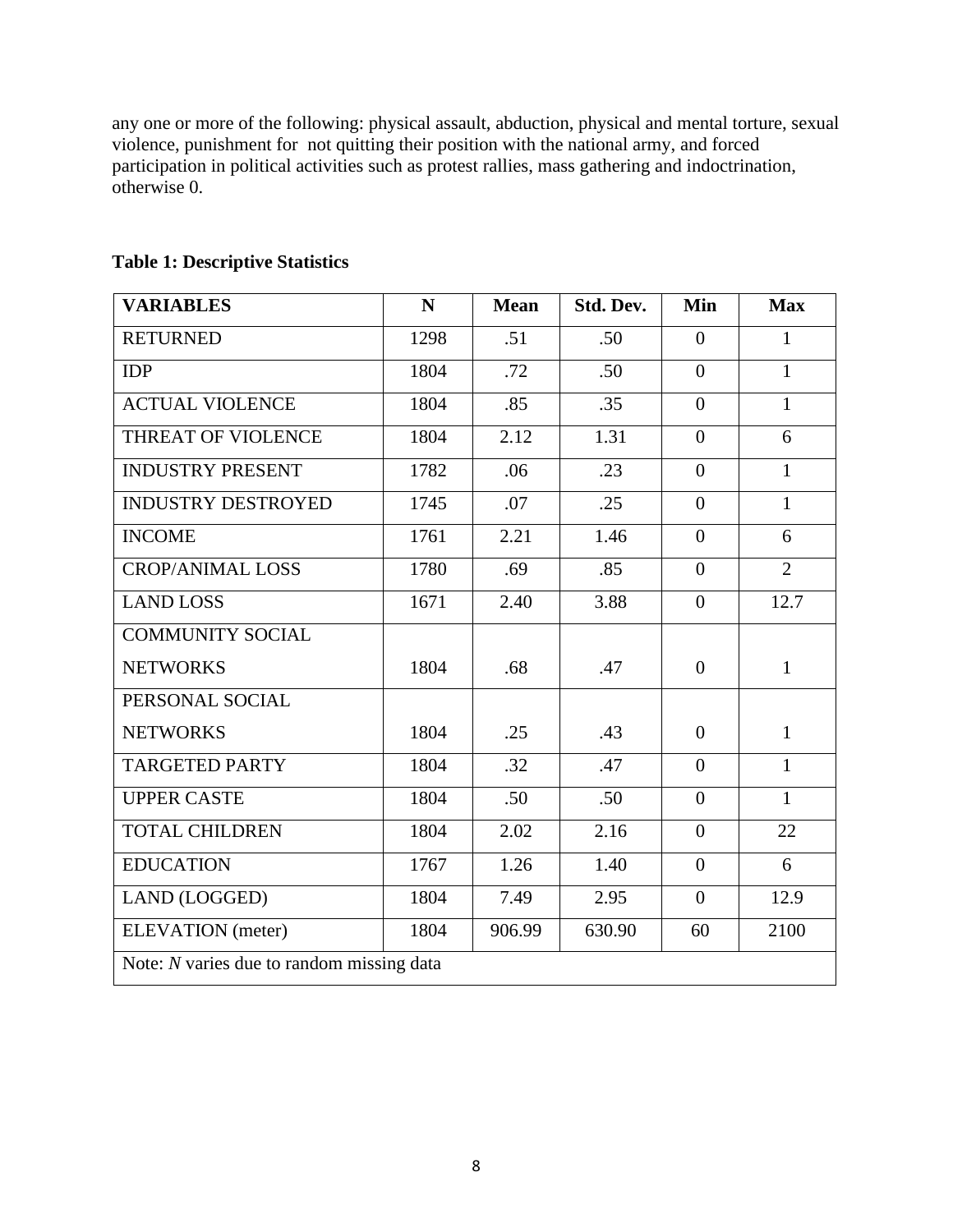any one or more of the following: physical assault, abduction, physical and mental torture, sexual violence, punishment for not quitting their position with the national army, and forced participation in political activities such as protest rallies, mass gathering and indoctrination, otherwise 0.

**Table 1: Descriptive Statistics**

| VARIABLES | N | Mean | Std. Dev. | Min | Max |
|---|---|---|---|---|---|
| RETURNED | 1298 | .51 | .50 | 0 | 1 |
| IDP | 1804 | .72 | .50 | 0 | 1 |
| ACTUAL VIOLENCE | 1804 | .85 | .35 | 0 | 1 |
| THREAT OF VIOLENCE | 1804 | 2.12 | 1.31 | 0 | 6 |
| INDUSTRY PRESENT | 1782 | .06 | .23 | 0 | 1 |
| INDUSTRY DESTROYED | 1745 | .07 | .25 | 0 | 1 |
| INCOME | 1761 | 2.21 | 1.46 | 0 | 6 |
| CROP/ANIMAL LOSS | 1780 | .69 | .85 | 0 | 2 |
| LAND LOSS | 1671 | 2.40 | 3.88 | 0 | 12.7 |
| COMMUNITY SOCIAL NETWORKS | 1804 | .68 | .47 | 0 | 1 |
| PERSONAL SOCIAL NETWORKS | 1804 | .25 | .43 | 0 | 1 |
| TARGETED PARTY | 1804 | .32 | .47 | 0 | 1 |
| UPPER CASTE | 1804 | .50 | .50 | 0 | 1 |
| TOTAL CHILDREN | 1804 | 2.02 | 2.16 | 0 | 22 |
| EDUCATION | 1767 | 1.26 | 1.40 | 0 | 6 |
| LAND (LOGGED) | 1804 | 7.49 | 2.95 | 0 | 12.9 |
| ELEVATION (meter) | 1804 | 906.99 | 630.90 | 60 | 2100 |
| Note: *N* varies due to random missing data | | | | | |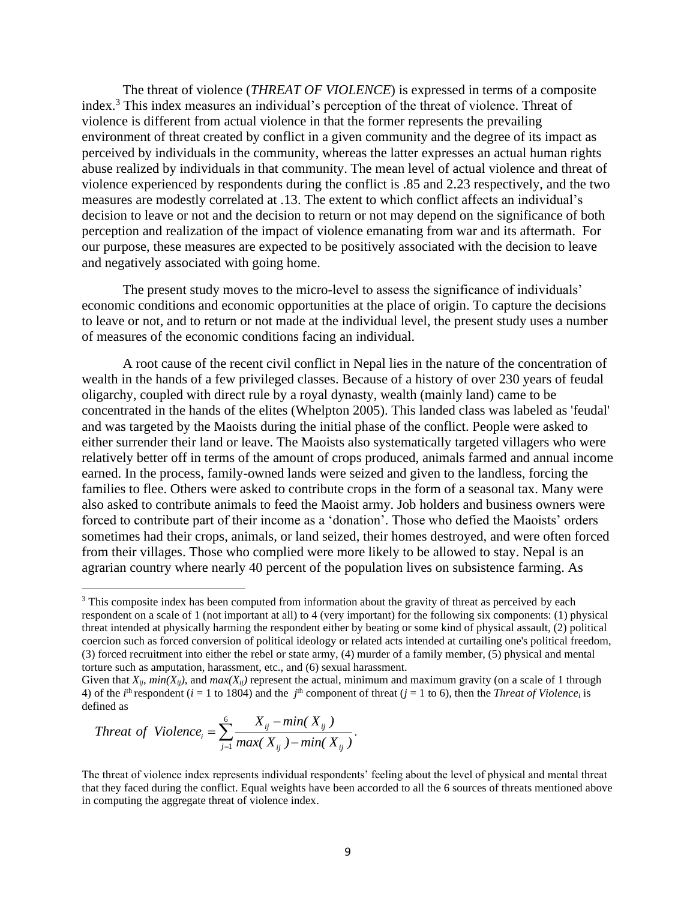The threat of violence (*THREAT OF VIOLENCE*) is expressed in terms of a composite index.[3] This index measures an individual's perception of the threat of violence. Threat of violence is different from actual violence in that the former represents the prevailing environment of threat created by conflict in a given community and the degree of its impact as perceived by individuals in the community, whereas the latter expresses an actual human rights abuse realized by individuals in that community. The mean level of actual violence and threat of violence experienced by respondents during the conflict is .85 and 2.23 respectively, and the two measures are modestly correlated at .13. The extent to which conflict affects an individual's decision to leave or not and the decision to return or not may depend on the significance of both perception and realization of the impact of violence emanating from war and its aftermath. For our purpose, these measures are expected to be positively associated with the decision to leave and negatively associated with going home.

The present study moves to the micro-level to assess the significance of individuals' economic conditions and economic opportunities at the place of origin. To capture the decisions to leave or not, and to return or not made at the individual level, the present study uses a number of measures of the economic conditions facing an individual.

A root cause of the recent civil conflict in Nepal lies in the nature of the concentration of wealth in the hands of a few privileged classes. Because of a history of over 230 years of feudal oligarchy, coupled with direct rule by a royal dynasty, wealth (mainly land) came to be concentrated in the hands of the elites (Whelpton 2005). This landed class was labeled as 'feudal' and was targeted by the Maoists during the initial phase of the conflict. People were asked to either surrender their land or leave. The Maoists also systematically targeted villagers who were relatively better off in terms of the amount of crops produced, animals farmed and annual income earned. In the process, family-owned lands were seized and given to the landless, forcing the families to flee. Others were asked to contribute crops in the form of a seasonal tax. Many were also asked to contribute animals to feed the Maoist army. Job holders and business owners were forced to contribute part of their income as a 'donation'. Those who defied the Maoists' orders sometimes had their crops, animals, or land seized, their homes destroyed, and were often forced from their villages. Those who complied were more likely to be allowed to stay. Nepal is an agrarian country where nearly 40 percent of the population lives on subsistence farming. As

---

[3] This composite index has been computed from information about the gravity of threat as perceived by each respondent on a scale of 1 (not important at all) to 4 (very important) for the following six components: (1) physical threat intended at physically harming the respondent either by beating or some kind of physical assault, (2) political coercion such as forced conversion of political ideology or related acts intended at curtailing one's political freedom, (3) forced recruitment into either the rebel or state army, (4) murder of a family member, (5) physical and mental torture such as amputation, harassment, etc., and (6) sexual harassment.

Given that $X_{ij}$, $min(X_{ij})$, and $max(X_{ij})$ represent the actual, minimum and maximum gravity (on a scale of 1 through 4) of the $i^{th}$ respondent ($i$ = 1 to 1804) and the $j^{th}$ component of threat ($j$ = 1 to 6), then the *Threat of Violence*$_i$ is defined as

$$Threat\ of\ Violence_i = \sum_{j=1}^{6} \frac{X_{ij} - min(X_{ij})}{max(X_{ij}) - min(X_{ij})}.$$

The threat of violence index represents individual respondents' feeling about the level of physical and mental threat that they faced during the conflict. Equal weights have been accorded to all the 6 sources of threats mentioned above in computing the aggregate threat of violence index.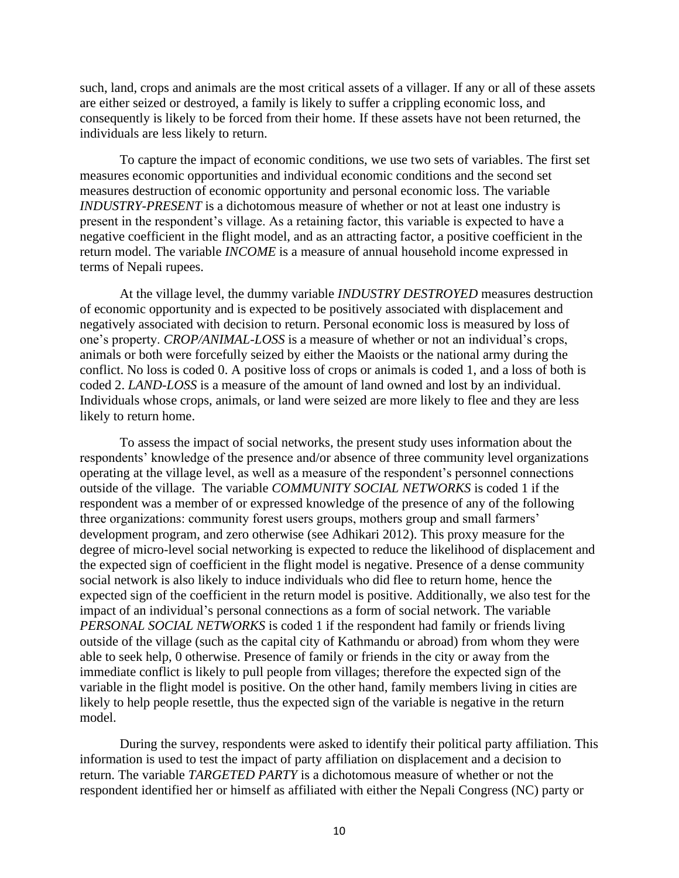such, land, crops and animals are the most critical assets of a villager. If any or all of these assets are either seized or destroyed, a family is likely to suffer a crippling economic loss, and consequently is likely to be forced from their home. If these assets have not been returned, the individuals are less likely to return.

To capture the impact of economic conditions, we use two sets of variables. The first set measures economic opportunities and individual economic conditions and the second set measures destruction of economic opportunity and personal economic loss. The variable *INDUSTRY-PRESENT* is a dichotomous measure of whether or not at least one industry is present in the respondent's village. As a retaining factor, this variable is expected to have a negative coefficient in the flight model, and as an attracting factor, a positive coefficient in the return model. The variable *INCOME* is a measure of annual household income expressed in terms of Nepali rupees.

At the village level, the dummy variable *INDUSTRY DESTROYED* measures destruction of economic opportunity and is expected to be positively associated with displacement and negatively associated with decision to return. Personal economic loss is measured by loss of one's property. *CROP/ANIMAL-LOSS* is a measure of whether or not an individual's crops, animals or both were forcefully seized by either the Maoists or the national army during the conflict. No loss is coded 0. A positive loss of crops or animals is coded 1, and a loss of both is coded 2. *LAND-LOSS* is a measure of the amount of land owned and lost by an individual. Individuals whose crops, animals, or land were seized are more likely to flee and they are less likely to return home.

To assess the impact of social networks, the present study uses information about the respondents' knowledge of the presence and/or absence of three community level organizations operating at the village level, as well as a measure of the respondent's personnel connections outside of the village. The variable *COMMUNITY SOCIAL NETWORKS* is coded 1 if the respondent was a member of or expressed knowledge of the presence of any of the following three organizations: community forest users groups, mothers group and small farmers' development program, and zero otherwise (see Adhikari 2012). This proxy measure for the degree of micro-level social networking is expected to reduce the likelihood of displacement and the expected sign of coefficient in the flight model is negative. Presence of a dense community social network is also likely to induce individuals who did flee to return home, hence the expected sign of the coefficient in the return model is positive. Additionally, we also test for the impact of an individual's personal connections as a form of social network. The variable *PERSONAL SOCIAL NETWORKS* is coded 1 if the respondent had family or friends living outside of the village (such as the capital city of Kathmandu or abroad) from whom they were able to seek help, 0 otherwise. Presence of family or friends in the city or away from the immediate conflict is likely to pull people from villages; therefore the expected sign of the variable in the flight model is positive. On the other hand, family members living in cities are likely to help people resettle, thus the expected sign of the variable is negative in the return model.

During the survey, respondents were asked to identify their political party affiliation. This information is used to test the impact of party affiliation on displacement and a decision to return. The variable *TARGETED PARTY* is a dichotomous measure of whether or not the respondent identified her or himself as affiliated with either the Nepali Congress (NC) party or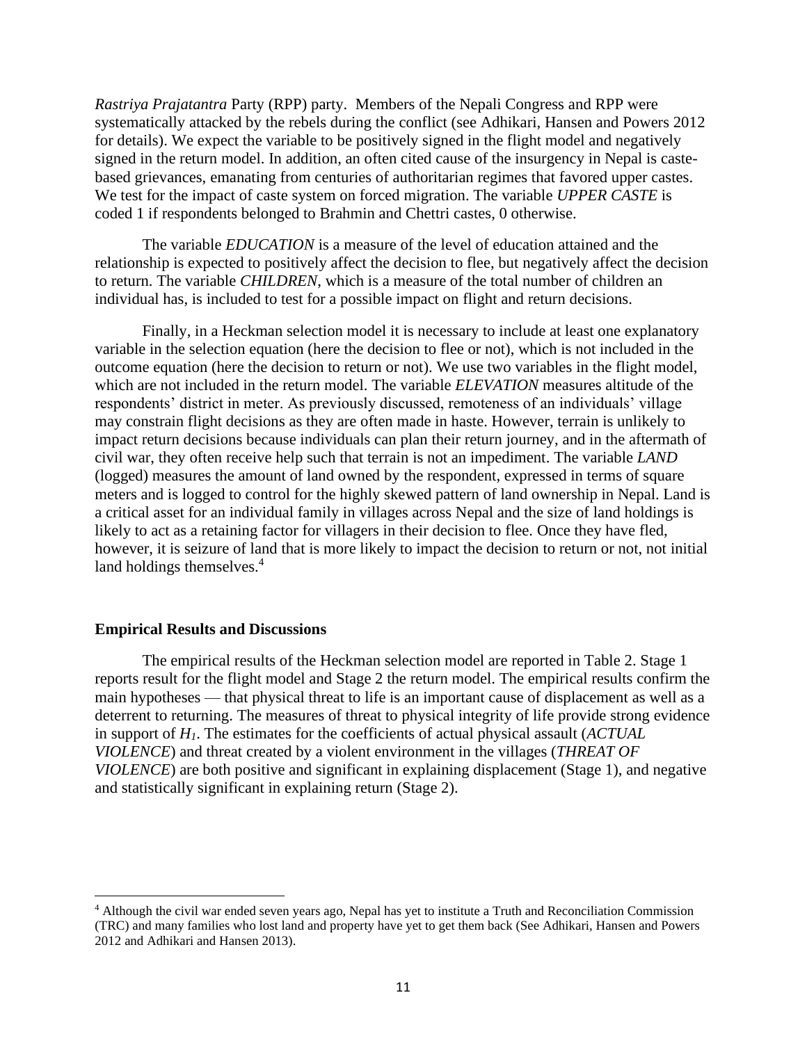*Rastriya Prajatantra* Party (RPP) party. Members of the Nepali Congress and RPP were systematically attacked by the rebels during the conflict (see Adhikari, Hansen and Powers 2012 for details). We expect the variable to be positively signed in the flight model and negatively signed in the return model. In addition, an often cited cause of the insurgency in Nepal is caste-based grievances, emanating from centuries of authoritarian regimes that favored upper castes. We test for the impact of caste system on forced migration. The variable *UPPER CASTE* is coded 1 if respondents belonged to Brahmin and Chettri castes, 0 otherwise.

The variable *EDUCATION* is a measure of the level of education attained and the relationship is expected to positively affect the decision to flee, but negatively affect the decision to return. The variable *CHILDREN*, which is a measure of the total number of children an individual has, is included to test for a possible impact on flight and return decisions.

Finally, in a Heckman selection model it is necessary to include at least one explanatory variable in the selection equation (here the decision to flee or not), which is not included in the outcome equation (here the decision to return or not). We use two variables in the flight model, which are not included in the return model. The variable *ELEVATION* measures altitude of the respondents' district in meter. As previously discussed, remoteness of an individuals' village may constrain flight decisions as they are often made in haste. However, terrain is unlikely to impact return decisions because individuals can plan their return journey, and in the aftermath of civil war, they often receive help such that terrain is not an impediment. The variable *LAND* (logged) measures the amount of land owned by the respondent, expressed in terms of square meters and is logged to control for the highly skewed pattern of land ownership in Nepal. Land is a critical asset for an individual family in villages across Nepal and the size of land holdings is likely to act as a retaining factor for villagers in their decision to flee. Once they have fled, however, it is seizure of land that is more likely to impact the decision to return or not, not initial land holdings themselves.[4]

**Empirical Results and Discussions**

The empirical results of the Heckman selection model are reported in Table 2. Stage 1 reports result for the flight model and Stage 2 the return model. The empirical results confirm the main hypotheses — that physical threat to life is an important cause of displacement as well as a deterrent to returning. The measures of threat to physical integrity of life provide strong evidence in support of $H_1$. The estimates for the coefficients of actual physical assault (*ACTUAL VIOLENCE*) and threat created by a violent environment in the villages (*THREAT OF VIOLENCE*) are both positive and significant in explaining displacement (Stage 1), and negative and statistically significant in explaining return (Stage 2).

[4] Although the civil war ended seven years ago, Nepal has yet to institute a Truth and Reconciliation Commission (TRC) and many families who lost land and property have yet to get them back (See Adhikari, Hansen and Powers 2012 and Adhikari and Hansen 2013).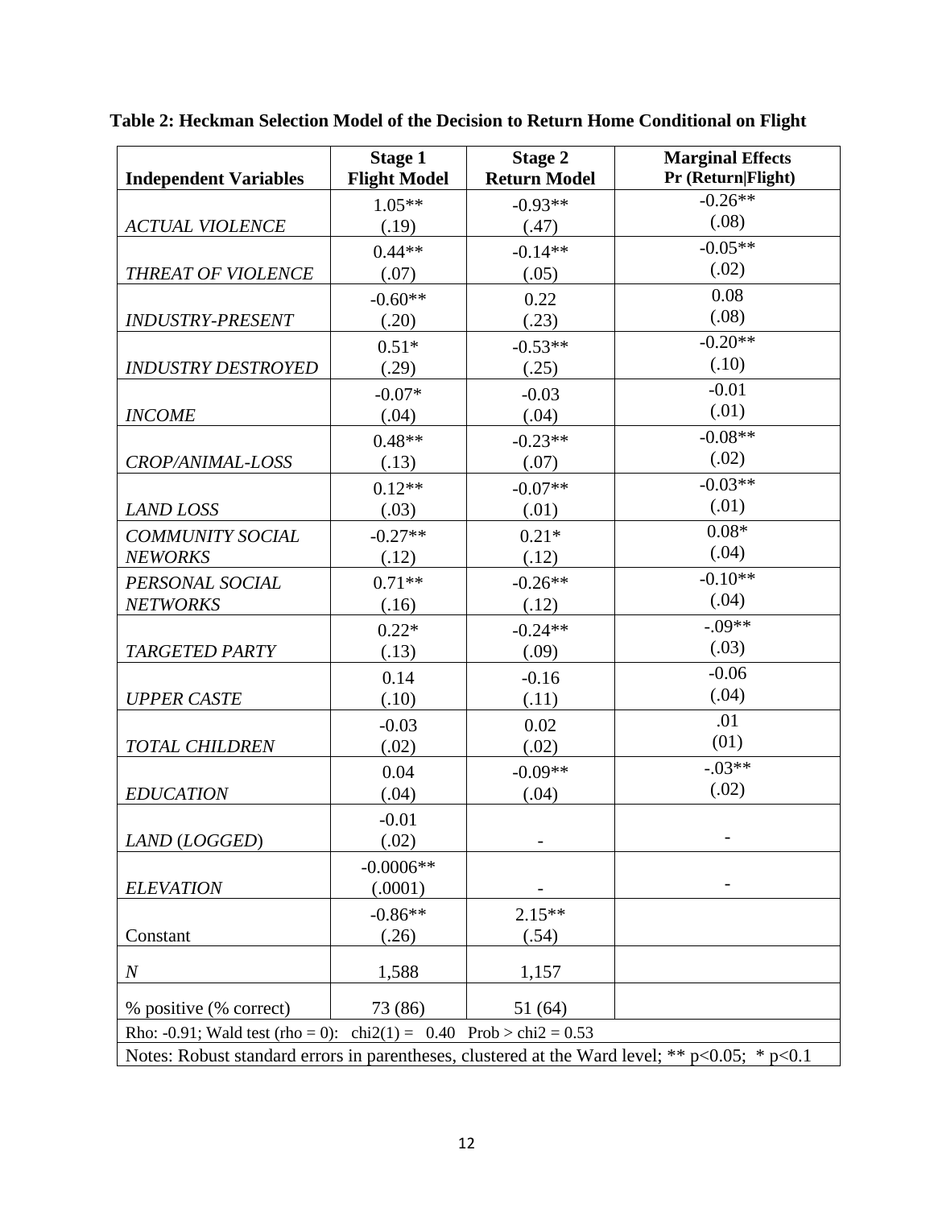**Table 2: Heckman Selection Model of the Decision to Return Home Conditional on Flight**

| Independent Variables | Stage 1 Flight Model | Stage 2 Return Model | Marginal Effects Pr (Return\|Flight) |
|---|---|---|---|
| *ACTUAL VIOLENCE* | 1.05** (.19) | -0.93** (.47) | -0.26** (.08) |
| *THREAT OF VIOLENCE* | 0.44** (.07) | -0.14** (.05) | -0.05** (.02) |
| *INDUSTRY-PRESENT* | -0.60** (.20) | 0.22 (.23) | 0.08 (.08) |
| *INDUSTRY DESTROYED* | 0.51* (.29) | -0.53** (.25) | -0.20** (.10) |
| *INCOME* | -0.07* (.04) | -0.03 (.04) | -0.01 (.01) |
| *CROP/ANIMAL-LOSS* | 0.48** (.13) | -0.23** (.07) | -0.08** (.02) |
| *LAND LOSS* | 0.12** (.03) | -0.07** (.01) | -0.03** (.01) |
| *COMMUNITY SOCIAL NEWORKS* | -0.27** (.12) | 0.21* (.12) | 0.08* (.04) |
| *PERSONAL SOCIAL NETWORKS* | 0.71** (.16) | -0.26** (.12) | -0.10** (.04) |
| *TARGETED PARTY* | 0.22* (.13) | -0.24** (.09) | -.09** (.03) |
| *UPPER CASTE* | 0.14 (.10) | -0.16 (.11) | -0.06 (.04) |
| *TOTAL CHILDREN* | -0.03 (.02) | 0.02 (.02) | .01 (01) |
| *EDUCATION* | 0.04 (.04) | -0.09** (.04) | -.03** (.02) |
| *LAND* (*LOGGED*) | -0.01 (.02) | - | - |
| *ELEVATION* | -0.0006** (.0001) | - | - |
| Constant | -0.86** (.26) | 2.15** (.54) | |
| *N* | 1,588 | 1,157 | |
| % positive (% correct) | 73 (86) | 51 (64) | |
| Rho: -0.91; Wald test (rho = 0): chi2(1) = 0.40 Prob > chi2 = 0.53 | | | |
| Notes: Robust standard errors in parentheses, clustered at the Ward level; ** p<0.05; * p<0.1 | | | |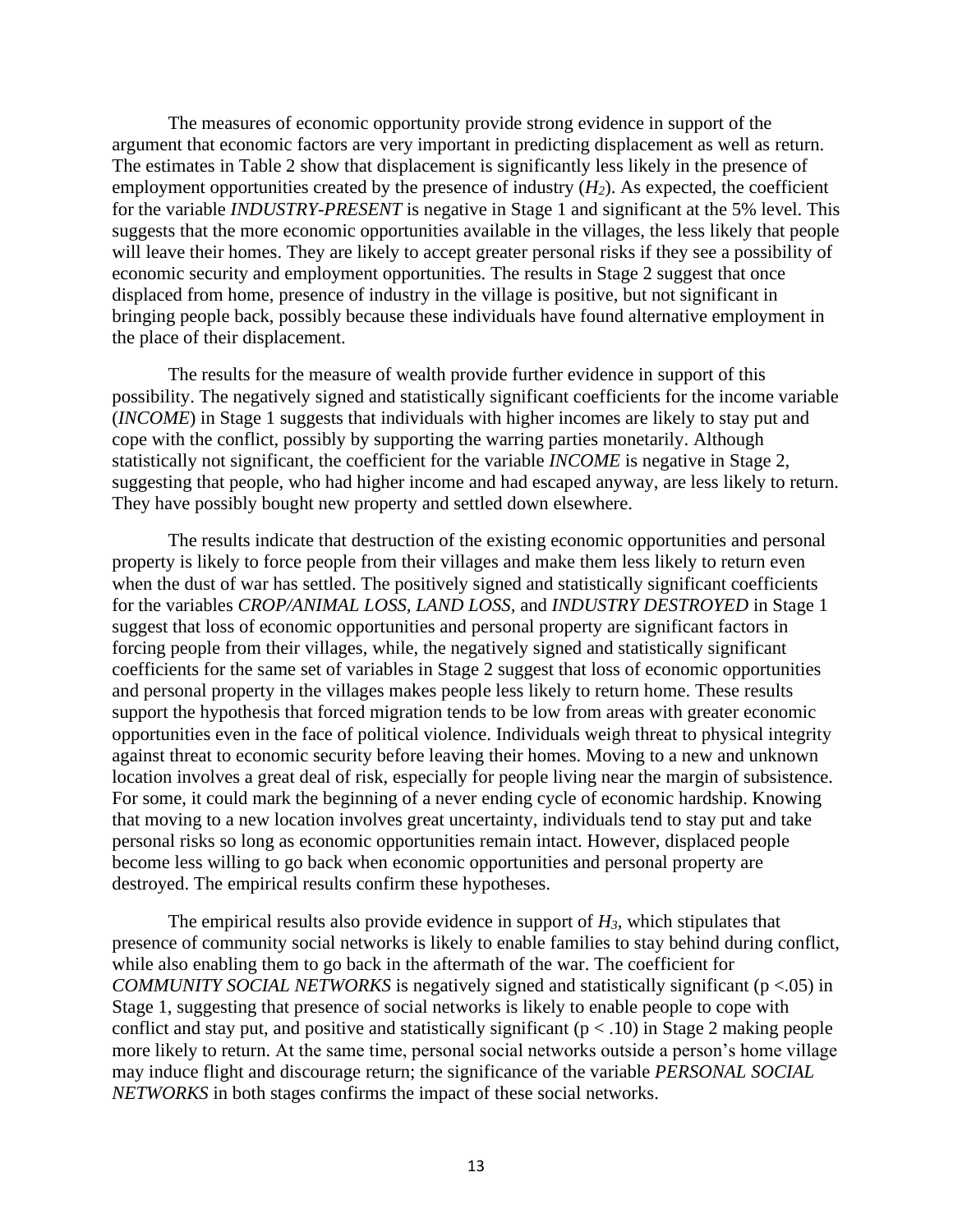The measures of economic opportunity provide strong evidence in support of the argument that economic factors are very important in predicting displacement as well as return. The estimates in Table 2 show that displacement is significantly less likely in the presence of employment opportunities created by the presence of industry ($H_2$). As expected, the coefficient for the variable *INDUSTRY-PRESENT* is negative in Stage 1 and significant at the 5% level. This suggests that the more economic opportunities available in the villages, the less likely that people will leave their homes. They are likely to accept greater personal risks if they see a possibility of economic security and employment opportunities. The results in Stage 2 suggest that once displaced from home, presence of industry in the village is positive, but not significant in bringing people back, possibly because these individuals have found alternative employment in the place of their displacement.

The results for the measure of wealth provide further evidence in support of this possibility. The negatively signed and statistically significant coefficients for the income variable (*INCOME*) in Stage 1 suggests that individuals with higher incomes are likely to stay put and cope with the conflict, possibly by supporting the warring parties monetarily. Although statistically not significant, the coefficient for the variable *INCOME* is negative in Stage 2, suggesting that people, who had higher income and had escaped anyway, are less likely to return. They have possibly bought new property and settled down elsewhere.

The results indicate that destruction of the existing economic opportunities and personal property is likely to force people from their villages and make them less likely to return even when the dust of war has settled. The positively signed and statistically significant coefficients for the variables *CROP/ANIMAL LOSS, LAND LOSS,* and *INDUSTRY DESTROYED* in Stage 1 suggest that loss of economic opportunities and personal property are significant factors in forcing people from their villages, while, the negatively signed and statistically significant coefficients for the same set of variables in Stage 2 suggest that loss of economic opportunities and personal property in the villages makes people less likely to return home. These results support the hypothesis that forced migration tends to be low from areas with greater economic opportunities even in the face of political violence. Individuals weigh threat to physical integrity against threat to economic security before leaving their homes. Moving to a new and unknown location involves a great deal of risk, especially for people living near the margin of subsistence. For some, it could mark the beginning of a never ending cycle of economic hardship. Knowing that moving to a new location involves great uncertainty, individuals tend to stay put and take personal risks so long as economic opportunities remain intact. However, displaced people become less willing to go back when economic opportunities and personal property are destroyed. The empirical results confirm these hypotheses.

The empirical results also provide evidence in support of $H_3$, which stipulates that presence of community social networks is likely to enable families to stay behind during conflict, while also enabling them to go back in the aftermath of the war. The coefficient for *COMMUNITY SOCIAL NETWORKS* is negatively signed and statistically significant ($p < .05$) in Stage 1, suggesting that presence of social networks is likely to enable people to cope with conflict and stay put, and positive and statistically significant ($p < .10$) in Stage 2 making people more likely to return. At the same time, personal social networks outside a person's home village may induce flight and discourage return; the significance of the variable *PERSONAL SOCIAL NETWORKS* in both stages confirms the impact of these social networks.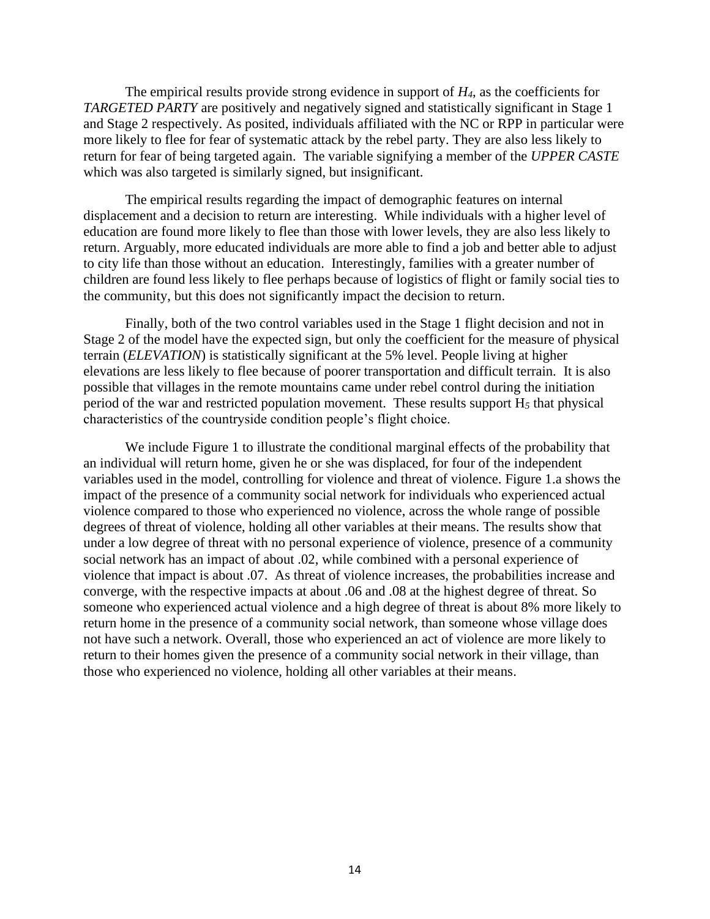The empirical results provide strong evidence in support of $H_4$, as the coefficients for *TARGETED PARTY* are positively and negatively signed and statistically significant in Stage 1 and Stage 2 respectively. As posited, individuals affiliated with the NC or RPP in particular were more likely to flee for fear of systematic attack by the rebel party. They are also less likely to return for fear of being targeted again. The variable signifying a member of the *UPPER CASTE* which was also targeted is similarly signed, but insignificant.

The empirical results regarding the impact of demographic features on internal displacement and a decision to return are interesting. While individuals with a higher level of education are found more likely to flee than those with lower levels, they are also less likely to return. Arguably, more educated individuals are more able to find a job and better able to adjust to city life than those without an education. Interestingly, families with a greater number of children are found less likely to flee perhaps because of logistics of flight or family social ties to the community, but this does not significantly impact the decision to return.

Finally, both of the two control variables used in the Stage 1 flight decision and not in Stage 2 of the model have the expected sign, but only the coefficient for the measure of physical terrain (*ELEVATION*) is statistically significant at the 5% level. People living at higher elevations are less likely to flee because of poorer transportation and difficult terrain. It is also possible that villages in the remote mountains came under rebel control during the initiation period of the war and restricted population movement. These results support $H_5$ that physical characteristics of the countryside condition people's flight choice.

We include Figure 1 to illustrate the conditional marginal effects of the probability that an individual will return home, given he or she was displaced, for four of the independent variables used in the model, controlling for violence and threat of violence. Figure 1.a shows the impact of the presence of a community social network for individuals who experienced actual violence compared to those who experienced no violence, across the whole range of possible degrees of threat of violence, holding all other variables at their means. The results show that under a low degree of threat with no personal experience of violence, presence of a community social network has an impact of about .02, while combined with a personal experience of violence that impact is about .07. As threat of violence increases, the probabilities increase and converge, with the respective impacts at about .06 and .08 at the highest degree of threat. So someone who experienced actual violence and a high degree of threat is about 8% more likely to return home in the presence of a community social network, than someone whose village does not have such a network. Overall, those who experienced an act of violence are more likely to return to their homes given the presence of a community social network in their village, than those who experienced no violence, holding all other variables at their means.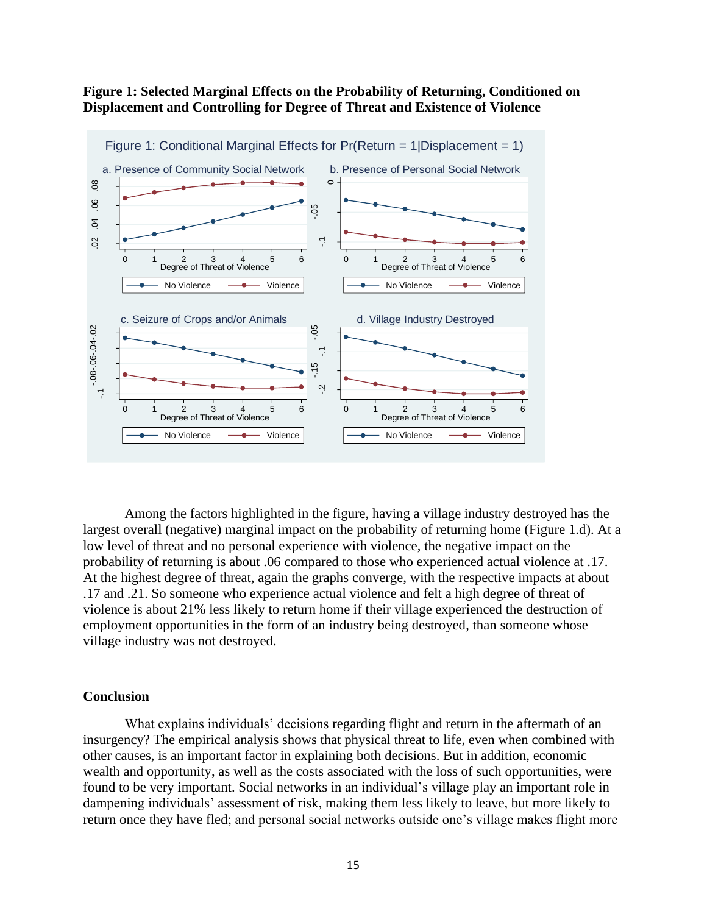**Figure 1: Selected Marginal Effects on the Probability of Returning, Conditioned on Displacement and Controlling for Degree of Threat and Existence of Violence**

Among the factors highlighted in the figure, having a village industry destroyed has the largest overall (negative) marginal impact on the probability of returning home (Figure 1.d). At a low level of threat and no personal experience with violence, the negative impact on the probability of returning is about .06 compared to those who experienced actual violence at .17. At the highest degree of threat, again the graphs converge, with the respective impacts at about .17 and .21. So someone who experience actual violence and felt a high degree of threat of violence is about 21% less likely to return home if their village experienced the destruction of employment opportunities in the form of an industry being destroyed, than someone whose village industry was not destroyed.

## Conclusion

What explains individuals' decisions regarding flight and return in the aftermath of an insurgency? The empirical analysis shows that physical threat to life, even when combined with other causes, is an important factor in explaining both decisions. But in addition, economic wealth and opportunity, as well as the costs associated with the loss of such opportunities, were found to be very important. Social networks in an individual's village play an important role in dampening individuals' assessment of risk, making them less likely to leave, but more likely to return once they have fled; and personal social networks outside one's village makes flight more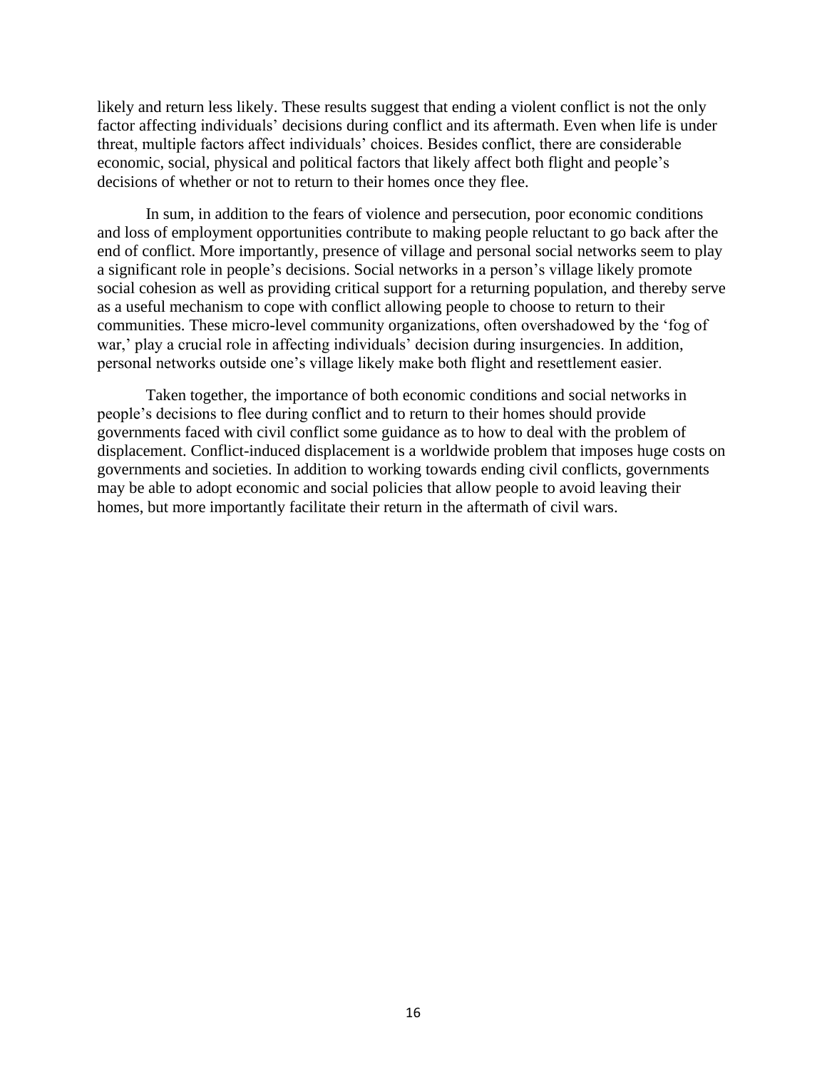likely and return less likely. These results suggest that ending a violent conflict is not the only factor affecting individuals' decisions during conflict and its aftermath. Even when life is under threat, multiple factors affect individuals' choices. Besides conflict, there are considerable economic, social, physical and political factors that likely affect both flight and people's decisions of whether or not to return to their homes once they flee.

In sum, in addition to the fears of violence and persecution, poor economic conditions and loss of employment opportunities contribute to making people reluctant to go back after the end of conflict. More importantly, presence of village and personal social networks seem to play a significant role in people's decisions. Social networks in a person's village likely promote social cohesion as well as providing critical support for a returning population, and thereby serve as a useful mechanism to cope with conflict allowing people to choose to return to their communities. These micro-level community organizations, often overshadowed by the 'fog of war,' play a crucial role in affecting individuals' decision during insurgencies. In addition, personal networks outside one's village likely make both flight and resettlement easier.

Taken together, the importance of both economic conditions and social networks in people's decisions to flee during conflict and to return to their homes should provide governments faced with civil conflict some guidance as to how to deal with the problem of displacement. Conflict-induced displacement is a worldwide problem that imposes huge costs on governments and societies. In addition to working towards ending civil conflicts, governments may be able to adopt economic and social policies that allow people to avoid leaving their homes, but more importantly facilitate their return in the aftermath of civil wars.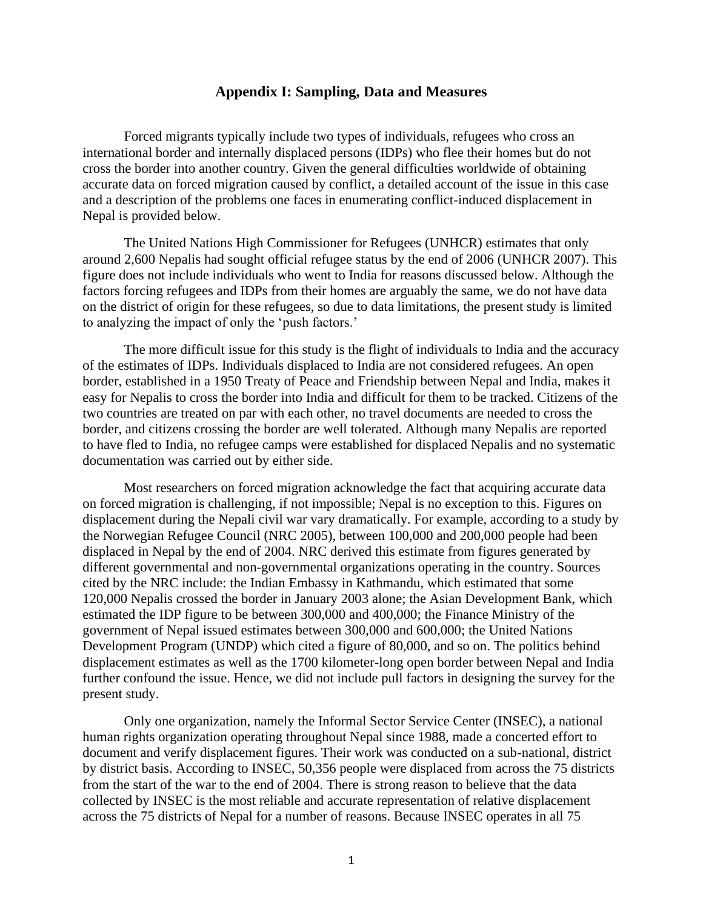## Appendix I: Sampling, Data and Measures

Forced migrants typically include two types of individuals, refugees who cross an international border and internally displaced persons (IDPs) who flee their homes but do not cross the border into another country. Given the general difficulties worldwide of obtaining accurate data on forced migration caused by conflict, a detailed account of the issue in this case and a description of the problems one faces in enumerating conflict-induced displacement in Nepal is provided below.

The United Nations High Commissioner for Refugees (UNHCR) estimates that only around 2,600 Nepalis had sought official refugee status by the end of 2006 (UNHCR 2007). This figure does not include individuals who went to India for reasons discussed below. Although the factors forcing refugees and IDPs from their homes are arguably the same, we do not have data on the district of origin for these refugees, so due to data limitations, the present study is limited to analyzing the impact of only the 'push factors.'

The more difficult issue for this study is the flight of individuals to India and the accuracy of the estimates of IDPs. Individuals displaced to India are not considered refugees. An open border, established in a 1950 Treaty of Peace and Friendship between Nepal and India, makes it easy for Nepalis to cross the border into India and difficult for them to be tracked. Citizens of the two countries are treated on par with each other, no travel documents are needed to cross the border, and citizens crossing the border are well tolerated. Although many Nepalis are reported to have fled to India, no refugee camps were established for displaced Nepalis and no systematic documentation was carried out by either side.

Most researchers on forced migration acknowledge the fact that acquiring accurate data on forced migration is challenging, if not impossible; Nepal is no exception to this. Figures on displacement during the Nepali civil war vary dramatically. For example, according to a study by the Norwegian Refugee Council (NRC 2005), between 100,000 and 200,000 people had been displaced in Nepal by the end of 2004. NRC derived this estimate from figures generated by different governmental and non-governmental organizations operating in the country. Sources cited by the NRC include: the Indian Embassy in Kathmandu, which estimated that some 120,000 Nepalis crossed the border in January 2003 alone; the Asian Development Bank, which estimated the IDP figure to be between 300,000 and 400,000; the Finance Ministry of the government of Nepal issued estimates between 300,000 and 600,000; the United Nations Development Program (UNDP) which cited a figure of 80,000, and so on. The politics behind displacement estimates as well as the 1700 kilometer-long open border between Nepal and India further confound the issue. Hence, we did not include pull factors in designing the survey for the present study.

Only one organization, namely the Informal Sector Service Center (INSEC), a national human rights organization operating throughout Nepal since 1988, made a concerted effort to document and verify displacement figures. Their work was conducted on a sub-national, district by district basis. According to INSEC, 50,356 people were displaced from across the 75 districts from the start of the war to the end of 2004. There is strong reason to believe that the data collected by INSEC is the most reliable and accurate representation of relative displacement across the 75 districts of Nepal for a number of reasons. Because INSEC operates in all 75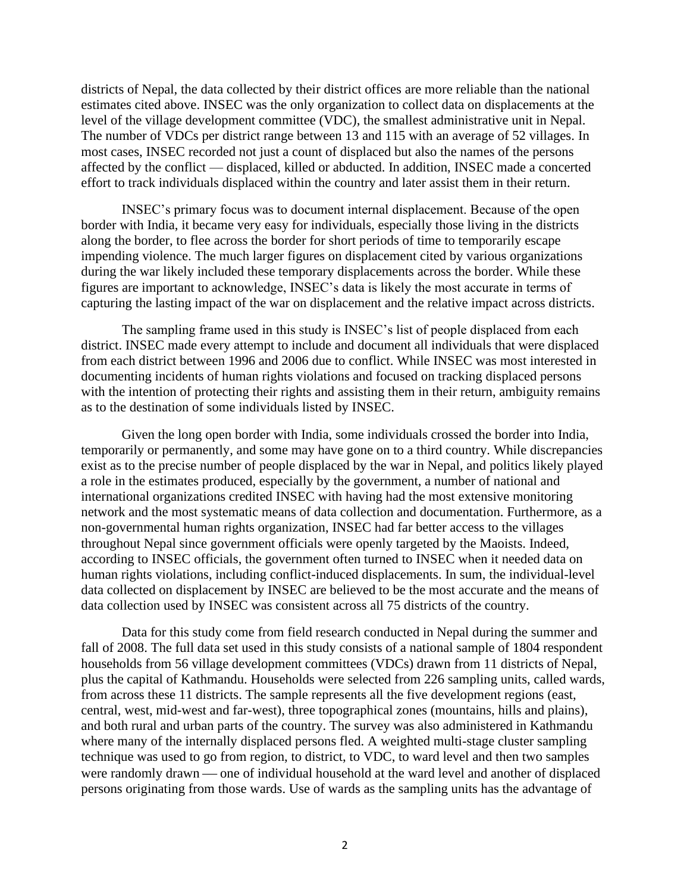districts of Nepal, the data collected by their district offices are more reliable than the national estimates cited above. INSEC was the only organization to collect data on displacements at the level of the village development committee (VDC), the smallest administrative unit in Nepal. The number of VDCs per district range between 13 and 115 with an average of 52 villages. In most cases, INSEC recorded not just a count of displaced but also the names of the persons affected by the conflict — displaced, killed or abducted. In addition, INSEC made a concerted effort to track individuals displaced within the country and later assist them in their return.

INSEC's primary focus was to document internal displacement. Because of the open border with India, it became very easy for individuals, especially those living in the districts along the border, to flee across the border for short periods of time to temporarily escape impending violence. The much larger figures on displacement cited by various organizations during the war likely included these temporary displacements across the border. While these figures are important to acknowledge, INSEC's data is likely the most accurate in terms of capturing the lasting impact of the war on displacement and the relative impact across districts.

The sampling frame used in this study is INSEC's list of people displaced from each district. INSEC made every attempt to include and document all individuals that were displaced from each district between 1996 and 2006 due to conflict. While INSEC was most interested in documenting incidents of human rights violations and focused on tracking displaced persons with the intention of protecting their rights and assisting them in their return, ambiguity remains as to the destination of some individuals listed by INSEC.

Given the long open border with India, some individuals crossed the border into India, temporarily or permanently, and some may have gone on to a third country. While discrepancies exist as to the precise number of people displaced by the war in Nepal, and politics likely played a role in the estimates produced, especially by the government, a number of national and international organizations credited INSEC with having had the most extensive monitoring network and the most systematic means of data collection and documentation. Furthermore, as a non-governmental human rights organization, INSEC had far better access to the villages throughout Nepal since government officials were openly targeted by the Maoists. Indeed, according to INSEC officials, the government often turned to INSEC when it needed data on human rights violations, including conflict-induced displacements. In sum, the individual-level data collected on displacement by INSEC are believed to be the most accurate and the means of data collection used by INSEC was consistent across all 75 districts of the country.

Data for this study come from field research conducted in Nepal during the summer and fall of 2008. The full data set used in this study consists of a national sample of 1804 respondent households from 56 village development committees (VDCs) drawn from 11 districts of Nepal, plus the capital of Kathmandu. Households were selected from 226 sampling units, called wards, from across these 11 districts. The sample represents all the five development regions (east, central, west, mid-west and far-west), three topographical zones (mountains, hills and plains), and both rural and urban parts of the country. The survey was also administered in Kathmandu where many of the internally displaced persons fled. A weighted multi-stage cluster sampling technique was used to go from region, to district, to VDC, to ward level and then two samples were randomly drawn — one of individual household at the ward level and another of displaced persons originating from those wards. Use of wards as the sampling units has the advantage of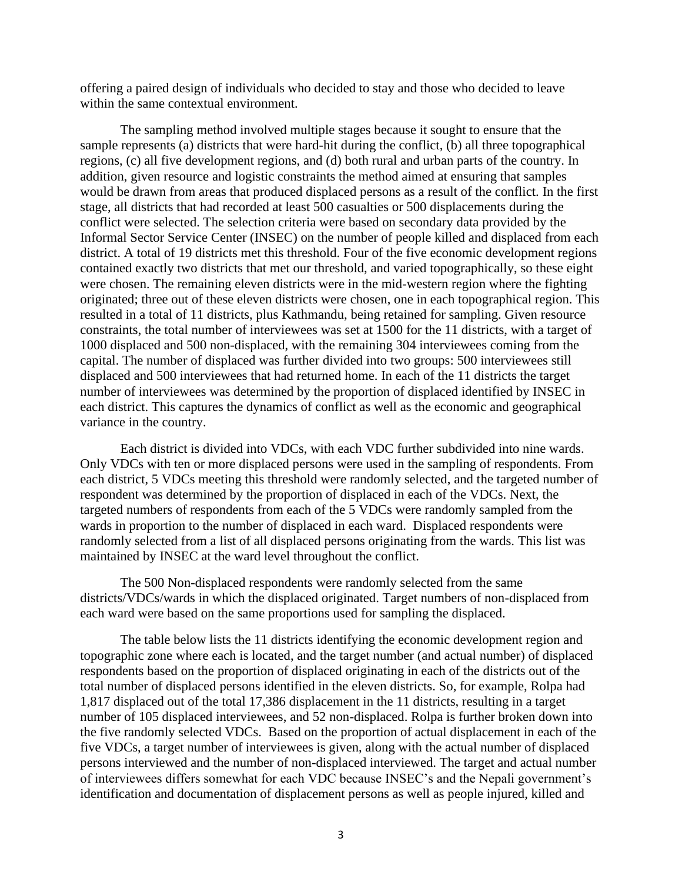offering a paired design of individuals who decided to stay and those who decided to leave within the same contextual environment.

The sampling method involved multiple stages because it sought to ensure that the sample represents (a) districts that were hard-hit during the conflict, (b) all three topographical regions, (c) all five development regions, and (d) both rural and urban parts of the country. In addition, given resource and logistic constraints the method aimed at ensuring that samples would be drawn from areas that produced displaced persons as a result of the conflict. In the first stage, all districts that had recorded at least 500 casualties or 500 displacements during the conflict were selected. The selection criteria were based on secondary data provided by the Informal Sector Service Center (INSEC) on the number of people killed and displaced from each district. A total of 19 districts met this threshold. Four of the five economic development regions contained exactly two districts that met our threshold, and varied topographically, so these eight were chosen. The remaining eleven districts were in the mid-western region where the fighting originated; three out of these eleven districts were chosen, one in each topographical region. This resulted in a total of 11 districts, plus Kathmandu, being retained for sampling. Given resource constraints, the total number of interviewees was set at 1500 for the 11 districts, with a target of 1000 displaced and 500 non-displaced, with the remaining 304 interviewees coming from the capital. The number of displaced was further divided into two groups: 500 interviewees still displaced and 500 interviewees that had returned home. In each of the 11 districts the target number of interviewees was determined by the proportion of displaced identified by INSEC in each district. This captures the dynamics of conflict as well as the economic and geographical variance in the country.

Each district is divided into VDCs, with each VDC further subdivided into nine wards. Only VDCs with ten or more displaced persons were used in the sampling of respondents. From each district, 5 VDCs meeting this threshold were randomly selected, and the targeted number of respondent was determined by the proportion of displaced in each of the VDCs. Next, the targeted numbers of respondents from each of the 5 VDCs were randomly sampled from the wards in proportion to the number of displaced in each ward. Displaced respondents were randomly selected from a list of all displaced persons originating from the wards. This list was maintained by INSEC at the ward level throughout the conflict.

The 500 Non-displaced respondents were randomly selected from the same districts/VDCs/wards in which the displaced originated. Target numbers of non-displaced from each ward were based on the same proportions used for sampling the displaced.

The table below lists the 11 districts identifying the economic development region and topographic zone where each is located, and the target number (and actual number) of displaced respondents based on the proportion of displaced originating in each of the districts out of the total number of displaced persons identified in the eleven districts. So, for example, Rolpa had 1,817 displaced out of the total 17,386 displacement in the 11 districts, resulting in a target number of 105 displaced interviewees, and 52 non-displaced. Rolpa is further broken down into the five randomly selected VDCs. Based on the proportion of actual displacement in each of the five VDCs, a target number of interviewees is given, along with the actual number of displaced persons interviewed and the number of non-displaced interviewed. The target and actual number of interviewees differs somewhat for each VDC because INSEC's and the Nepali government's identification and documentation of displacement persons as well as people injured, killed and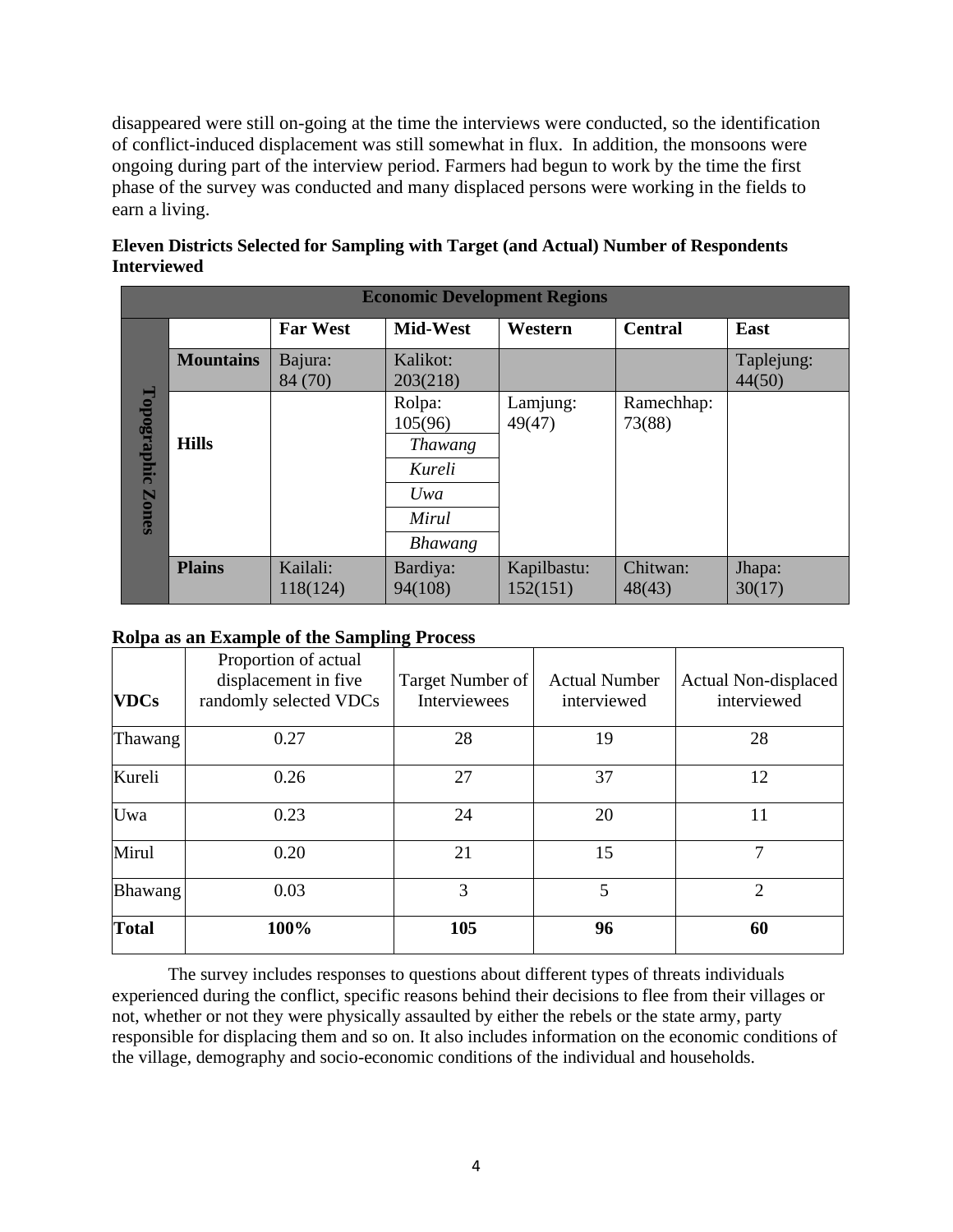disappeared were still on-going at the time the interviews were conducted, so the identification of conflict-induced displacement was still somewhat in flux. In addition, the monsoons were ongoing during part of the interview period. Farmers had begun to work by the time the first phase of the survey was conducted and many displaced persons were working in the fields to earn a living.

**Eleven Districts Selected for Sampling with Target (and Actual) Number of Respondents Interviewed**

| | | Economic Development Regions | | | | |
|---|---|---|---|---|---|---|
| | | **Far West** | **Mid-West** | **Western** | **Central** | **East** |
| **Topographic Zones** | **Mountains** | Bajura: 84 (70) | Kalikot: 203(218) | | | Taplejung: 44(50) |
| | **Hills** | | Rolpa: 105(96) | Lamjung: 49(47) | Ramechhap: 73(88) | |
| | | | *Thawang* | | | |
| | | | *Kureli* | | | |
| | | | *Uwa* | | | |
| | | | *Mirul* | | | |
| | | | *Bhawang* | | | |
| | **Plains** | Kailali: 118(124) | Bardiya: 94(108) | Kapilbastu: 152(151) | Chitwan: 48(43) | Jhapa: 30(17) |

**Rolpa as an Example of the Sampling Process**

| **VDCs** | Proportion of actual displacement in five randomly selected VDCs | Target Number of Interviewees | Actual Number interviewed | Actual Non-displaced interviewed |
|---|---|---|---|---|
| Thawang | 0.27 | 28 | 19 | 28 |
| Kureli | 0.26 | 27 | 37 | 12 |
| Uwa | 0.23 | 24 | 20 | 11 |
| Mirul | 0.20 | 21 | 15 | 7 |
| Bhawang | 0.03 | 3 | 5 | 2 |
| **Total** | **100%** | **105** | **96** | **60** |

The survey includes responses to questions about different types of threats individuals experienced during the conflict, specific reasons behind their decisions to flee from their villages or not, whether or not they were physically assaulted by either the rebels or the state army, party responsible for displacing them and so on. It also includes information on the economic conditions of the village, demography and socio-economic conditions of the individual and households.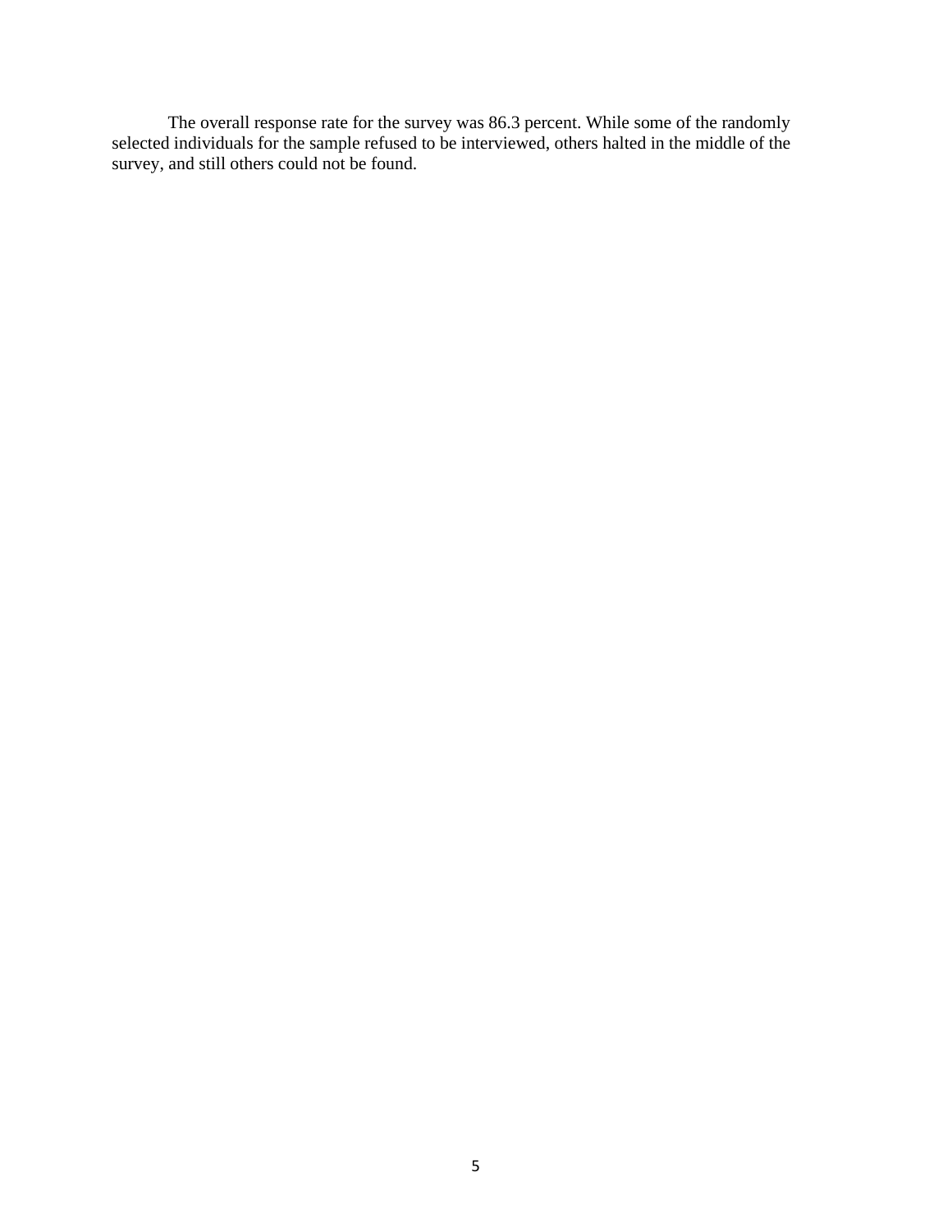The overall response rate for the survey was 86.3 percent. While some of the randomly selected individuals for the sample refused to be interviewed, others halted in the middle of the survey, and still others could not be found.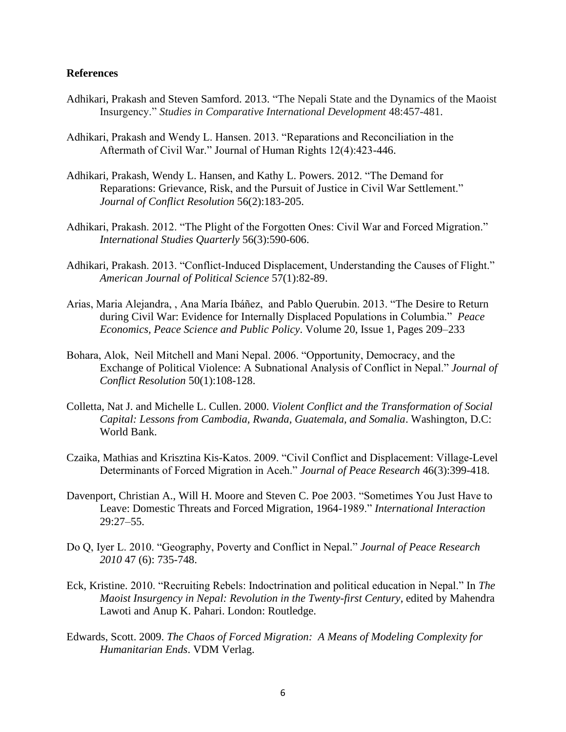**References**

Adhikari, Prakash and Steven Samford. 2013. "The Nepali State and the Dynamics of the Maoist Insurgency." *Studies in Comparative International Development* 48:457-481.

Adhikari, Prakash and Wendy L. Hansen. 2013. "Reparations and Reconciliation in the Aftermath of Civil War." Journal of Human Rights 12(4):423-446.

Adhikari, Prakash, Wendy L. Hansen, and Kathy L. Powers. 2012. "The Demand for Reparations: Grievance, Risk, and the Pursuit of Justice in Civil War Settlement." *Journal of Conflict Resolution* 56(2):183-205.

Adhikari, Prakash. 2012. "The Plight of the Forgotten Ones: Civil War and Forced Migration." *International Studies Quarterly* 56(3):590-606.

Adhikari, Prakash. 2013. "Conflict-Induced Displacement, Understanding the Causes of Flight." *American Journal of Political Science* 57(1):82-89.

Arias, Maria Alejandra, , Ana María Ibáñez, and Pablo Querubin. 2013. "The Desire to Return during Civil War: Evidence for Internally Displaced Populations in Columbia." *Peace Economics, Peace Science and Public Policy*. Volume 20, Issue 1, Pages 209–233

Bohara, Alok, Neil Mitchell and Mani Nepal. 2006. "Opportunity, Democracy, and the Exchange of Political Violence: A Subnational Analysis of Conflict in Nepal." *Journal of Conflict Resolution* 50(1):108-128.

Colletta, Nat J. and Michelle L. Cullen. 2000. *Violent Conflict and the Transformation of Social Capital: Lessons from Cambodia, Rwanda, Guatemala, and Somalia*. Washington, D.C: World Bank.

Czaika, Mathias and Krisztina Kis-Katos. 2009. "Civil Conflict and Displacement: Village-Level Determinants of Forced Migration in Aceh." *Journal of Peace Research* 46(3):399-418.

Davenport, Christian A., Will H. Moore and Steven C. Poe 2003. "Sometimes You Just Have to Leave: Domestic Threats and Forced Migration, 1964-1989." *International Interaction* 29:27–55.

Do Q, Iyer L. 2010. "Geography, Poverty and Conflict in Nepal." *Journal of Peace Research 2010* 47 (6): 735-748.

Eck, Kristine. 2010. "Recruiting Rebels: Indoctrination and political education in Nepal." In *The Maoist Insurgency in Nepal: Revolution in the Twenty-first Century*, edited by Mahendra Lawoti and Anup K. Pahari. London: Routledge.

Edwards, Scott. 2009. *The Chaos of Forced Migration: A Means of Modeling Complexity for Humanitarian Ends*. VDM Verlag.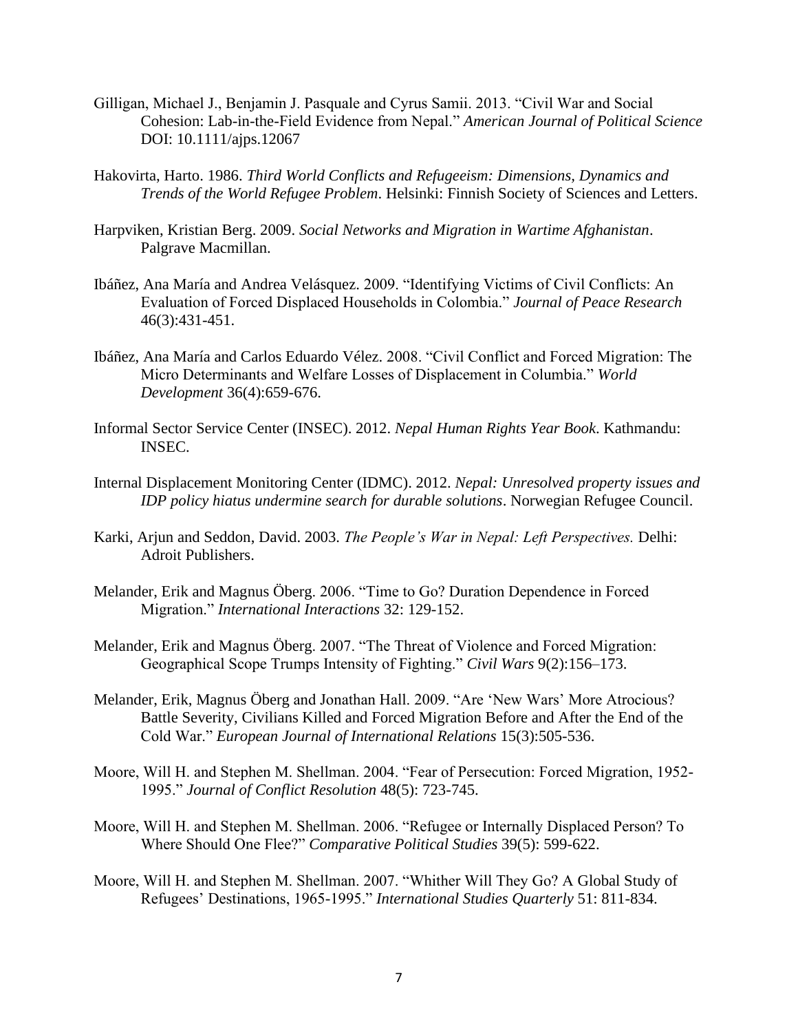Gilligan, Michael J., Benjamin J. Pasquale and Cyrus Samii. 2013. "Civil War and Social Cohesion: Lab-in-the-Field Evidence from Nepal." *American Journal of Political Science* DOI: 10.1111/ajps.12067

Hakovirta, Harto. 1986. *Third World Conflicts and Refugeeism: Dimensions, Dynamics and Trends of the World Refugee Problem*. Helsinki: Finnish Society of Sciences and Letters.

Harpviken, Kristian Berg. 2009. *Social Networks and Migration in Wartime Afghanistan*. Palgrave Macmillan.

Ibáñez, Ana María and Andrea Velásquez. 2009. "Identifying Victims of Civil Conflicts: An Evaluation of Forced Displaced Households in Colombia." *Journal of Peace Research* 46(3):431-451.

Ibáñez, Ana María and Carlos Eduardo Vélez. 2008. "Civil Conflict and Forced Migration: The Micro Determinants and Welfare Losses of Displacement in Columbia." *World Development* 36(4):659-676.

Informal Sector Service Center (INSEC). 2012. *Nepal Human Rights Year Book*. Kathmandu: INSEC.

Internal Displacement Monitoring Center (IDMC). 2012. *Nepal: Unresolved property issues and IDP policy hiatus undermine search for durable solutions*. Norwegian Refugee Council.

Karki, Arjun and Seddon, David. 2003. *The People's War in Nepal: Left Perspectives.* Delhi: Adroit Publishers.

Melander, Erik and Magnus Öberg. 2006. "Time to Go? Duration Dependence in Forced Migration." *International Interactions* 32: 129-152.

Melander, Erik and Magnus Öberg. 2007. "The Threat of Violence and Forced Migration: Geographical Scope Trumps Intensity of Fighting." *Civil Wars* 9(2):156–173.

Melander, Erik, Magnus Öberg and Jonathan Hall. 2009. "Are 'New Wars' More Atrocious? Battle Severity, Civilians Killed and Forced Migration Before and After the End of the Cold War." *European Journal of International Relations* 15(3):505-536.

Moore, Will H. and Stephen M. Shellman. 2004. "Fear of Persecution: Forced Migration, 1952-1995." *Journal of Conflict Resolution* 48(5): 723-745.

Moore, Will H. and Stephen M. Shellman. 2006. "Refugee or Internally Displaced Person? To Where Should One Flee?" *Comparative Political Studies* 39(5): 599-622.

Moore, Will H. and Stephen M. Shellman. 2007. "Whither Will They Go? A Global Study of Refugees' Destinations, 1965-1995." *International Studies Quarterly* 51: 811-834.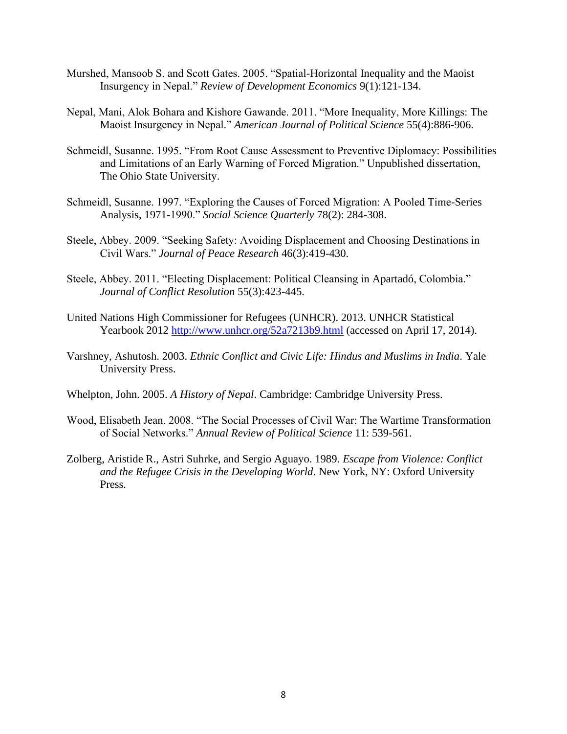Murshed, Mansoob S. and Scott Gates. 2005. "Spatial-Horizontal Inequality and the Maoist Insurgency in Nepal." *Review of Development Economics* 9(1):121-134.

Nepal, Mani, Alok Bohara and Kishore Gawande. 2011. "More Inequality, More Killings: The Maoist Insurgency in Nepal." *American Journal of Political Science* 55(4):886-906.

Schmeidl, Susanne. 1995. "From Root Cause Assessment to Preventive Diplomacy: Possibilities and Limitations of an Early Warning of Forced Migration." Unpublished dissertation, The Ohio State University.

Schmeidl, Susanne. 1997. "Exploring the Causes of Forced Migration: A Pooled Time-Series Analysis, 1971-1990." *Social Science Quarterly* 78(2): 284-308.

Steele, Abbey. 2009. "Seeking Safety: Avoiding Displacement and Choosing Destinations in Civil Wars." *Journal of Peace Research* 46(3):419-430.

Steele, Abbey. 2011. "Electing Displacement: Political Cleansing in Apartadó, Colombia." *Journal of Conflict Resolution* 55(3):423-445.

United Nations High Commissioner for Refugees (UNHCR). 2013. UNHCR Statistical Yearbook 2012 http://www.unhcr.org/52a7213b9.html (accessed on April 17, 2014).

Varshney, Ashutosh. 2003. *Ethnic Conflict and Civic Life: Hindus and Muslims in India*. Yale University Press.

Whelpton, John. 2005. *A History of Nepal*. Cambridge: Cambridge University Press.

Wood, Elisabeth Jean. 2008. "The Social Processes of Civil War: The Wartime Transformation of Social Networks." *Annual Review of Political Science* 11: 539-561.

Zolberg, Aristide R., Astri Suhrke, and Sergio Aguayo. 1989. *Escape from Violence: Conflict and the Refugee Crisis in the Developing World*. New York, NY: Oxford University Press.